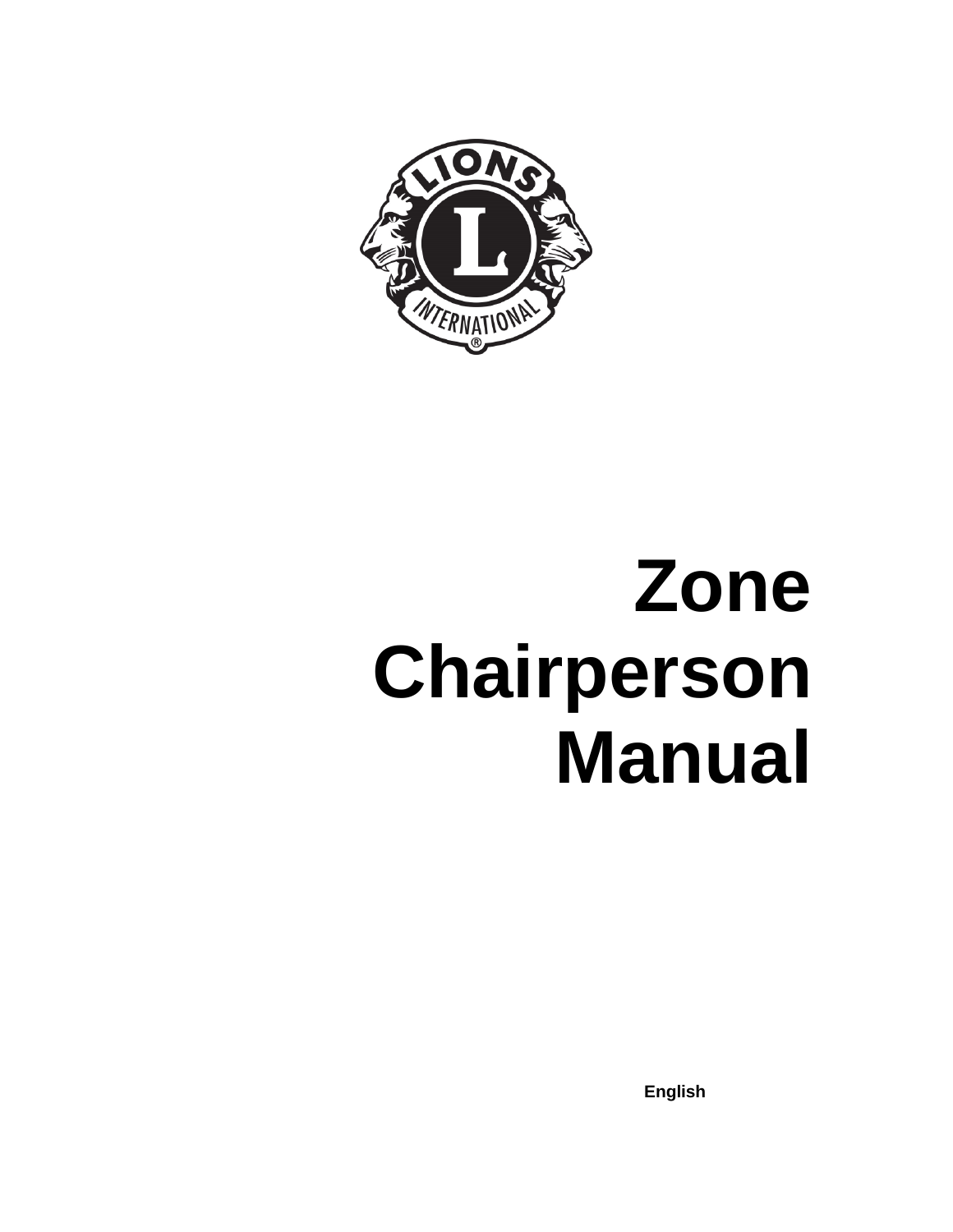# Zone Chairperson Manual

English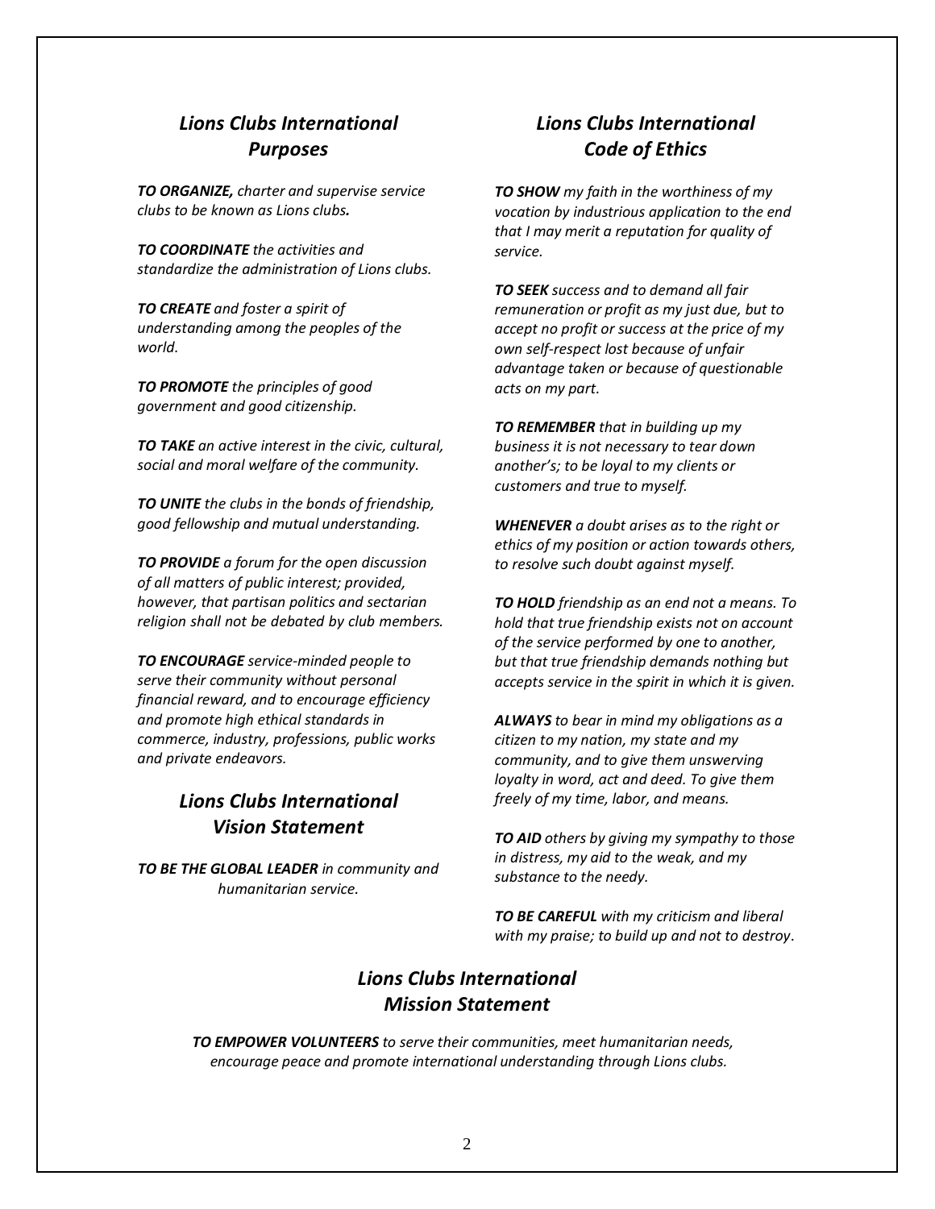## *Lions Clubs International Purposes*

***TO ORGANIZE,*** *charter and supervise service clubs to be known as Lions clubs****.***

***TO COORDINATE*** *the activities and standardize the administration of Lions clubs.*

***TO CREATE*** *and foster a spirit of understanding among the peoples of the world.*

***TO PROMOTE*** *the principles of good government and good citizenship.*

***TO TAKE*** *an active interest in the civic, cultural, social and moral welfare of the community.*

***TO UNITE*** *the clubs in the bonds of friendship, good fellowship and mutual understanding.*

***TO PROVIDE*** *a forum for the open discussion of all matters of public interest; provided, however, that partisan politics and sectarian religion shall not be debated by club members.*

***TO ENCOURAGE*** *service-minded people to serve their community without personal financial reward, and to encourage efficiency and promote high ethical standards in commerce, industry, professions, public works and private endeavors.*

## *Lions Clubs International Vision Statement*

***TO BE THE GLOBAL LEADER*** *in community and humanitarian service.*

## *Lions Clubs International Code of Ethics*

***TO SHOW*** *my faith in the worthiness of my vocation by industrious application to the end that I may merit a reputation for quality of service.*

***TO SEEK*** *success and to demand all fair remuneration or profit as my just due, but to accept no profit or success at the price of my own self-respect lost because of unfair advantage taken or because of questionable acts on my part.*

***TO REMEMBER*** *that in building up my business it is not necessary to tear down another's; to be loyal to my clients or customers and true to myself.*

***WHENEVER*** *a doubt arises as to the right or ethics of my position or action towards others, to resolve such doubt against myself.*

***TO HOLD*** *friendship as an end not a means. To hold that true friendship exists not on account of the service performed by one to another, but that true friendship demands nothing but accepts service in the spirit in which it is given.*

***ALWAYS*** *to bear in mind my obligations as a citizen to my nation, my state and my community, and to give them unswerving loyalty in word, act and deed. To give them freely of my time, labor, and means.*

***TO AID*** *others by giving my sympathy to those in distress, my aid to the weak, and my substance to the needy.*

***TO BE CAREFUL*** *with my criticism and liberal with my praise; to build up and not to destroy*.

## *Lions Clubs International Mission Statement*

***TO EMPOWER VOLUNTEERS*** *to serve their communities, meet humanitarian needs, encourage peace and promote international understanding through Lions clubs.*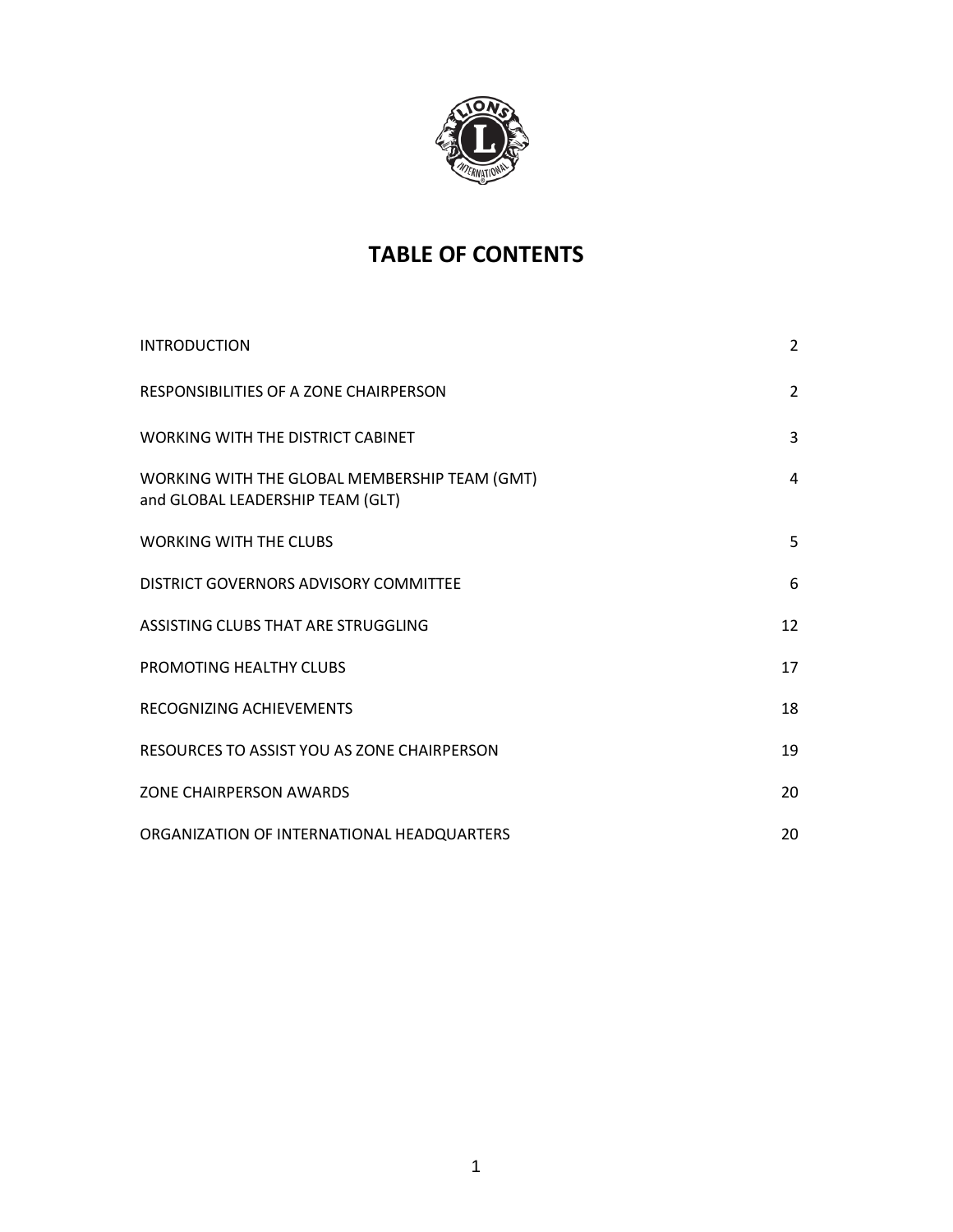# TABLE OF CONTENTS

| | |
|---|---|
| INTRODUCTION | 2 |
| RESPONSIBILITIES OF A ZONE CHAIRPERSON | 2 |
| WORKING WITH THE DISTRICT CABINET | 3 |
| WORKING WITH THE GLOBAL MEMBERSHIP TEAM (GMT) and GLOBAL LEADERSHIP TEAM (GLT) | 4 |
| WORKING WITH THE CLUBS | 5 |
| DISTRICT GOVERNORS ADVISORY COMMITTEE | 6 |
| ASSISTING CLUBS THAT ARE STRUGGLING | 12 |
| PROMOTING HEALTHY CLUBS | 17 |
| RECOGNIZING ACHIEVEMENTS | 18 |
| RESOURCES TO ASSIST YOU AS ZONE CHAIRPERSON | 19 |
| ZONE CHAIRPERSON AWARDS | 20 |
| ORGANIZATION OF INTERNATIONAL HEADQUARTERS | 20 |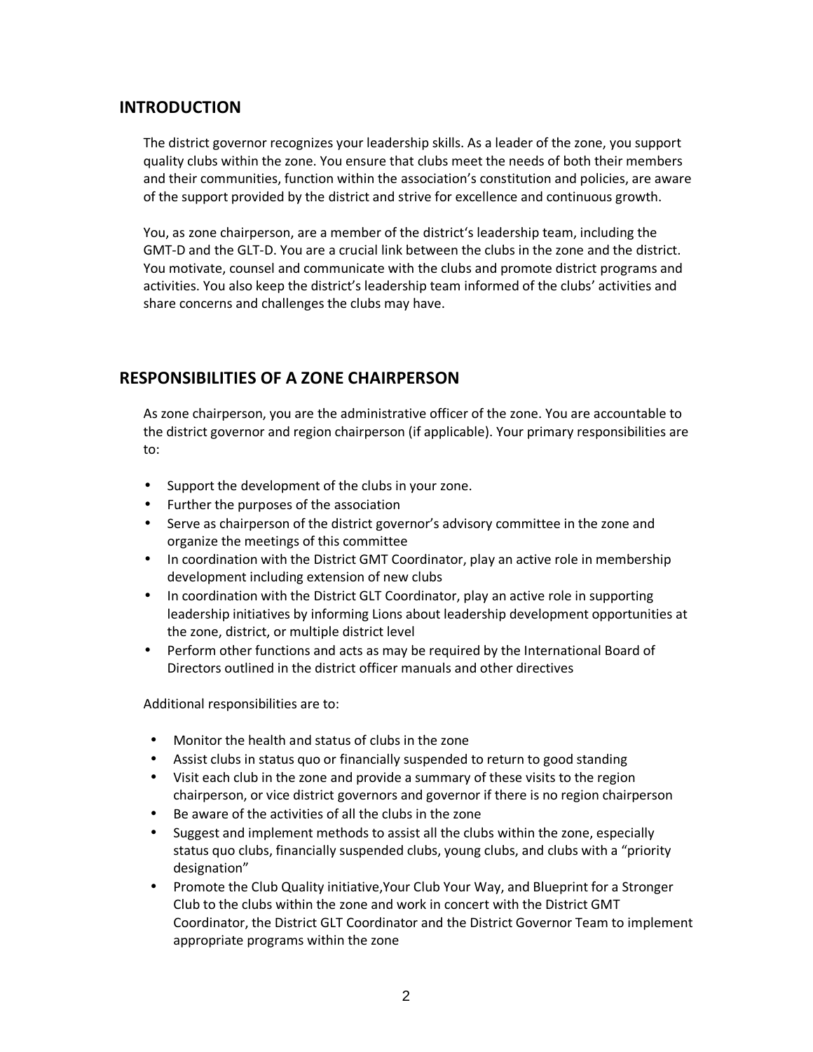## INTRODUCTION

The district governor recognizes your leadership skills. As a leader of the zone, you support quality clubs within the zone. You ensure that clubs meet the needs of both their members and their communities, function within the association's constitution and policies, are aware of the support provided by the district and strive for excellence and continuous growth.

You, as zone chairperson, are a member of the district's leadership team, including the GMT-D and the GLT-D. You are a crucial link between the clubs in the zone and the district. You motivate, counsel and communicate with the clubs and promote district programs and activities. You also keep the district's leadership team informed of the clubs' activities and share concerns and challenges the clubs may have.

## RESPONSIBILITIES OF A ZONE CHAIRPERSON

As zone chairperson, you are the administrative officer of the zone. You are accountable to the district governor and region chairperson (if applicable). Your primary responsibilities are to:

- Support the development of the clubs in your zone.
- Further the purposes of the association
- Serve as chairperson of the district governor's advisory committee in the zone and organize the meetings of this committee
- In coordination with the District GMT Coordinator, play an active role in membership development including extension of new clubs
- In coordination with the District GLT Coordinator, play an active role in supporting leadership initiatives by informing Lions about leadership development opportunities at the zone, district, or multiple district level
- Perform other functions and acts as may be required by the International Board of Directors outlined in the district officer manuals and other directives

Additional responsibilities are to:

- Monitor the health and status of clubs in the zone
- Assist clubs in status quo or financially suspended to return to good standing
- Visit each club in the zone and provide a summary of these visits to the region chairperson, or vice district governors and governor if there is no region chairperson
- Be aware of the activities of all the clubs in the zone
- Suggest and implement methods to assist all the clubs within the zone, especially status quo clubs, financially suspended clubs, young clubs, and clubs with a "priority designation"
- Promote the Club Quality initiative,Your Club Your Way, and Blueprint for a Stronger Club to the clubs within the zone and work in concert with the District GMT Coordinator, the District GLT Coordinator and the District Governor Team to implement appropriate programs within the zone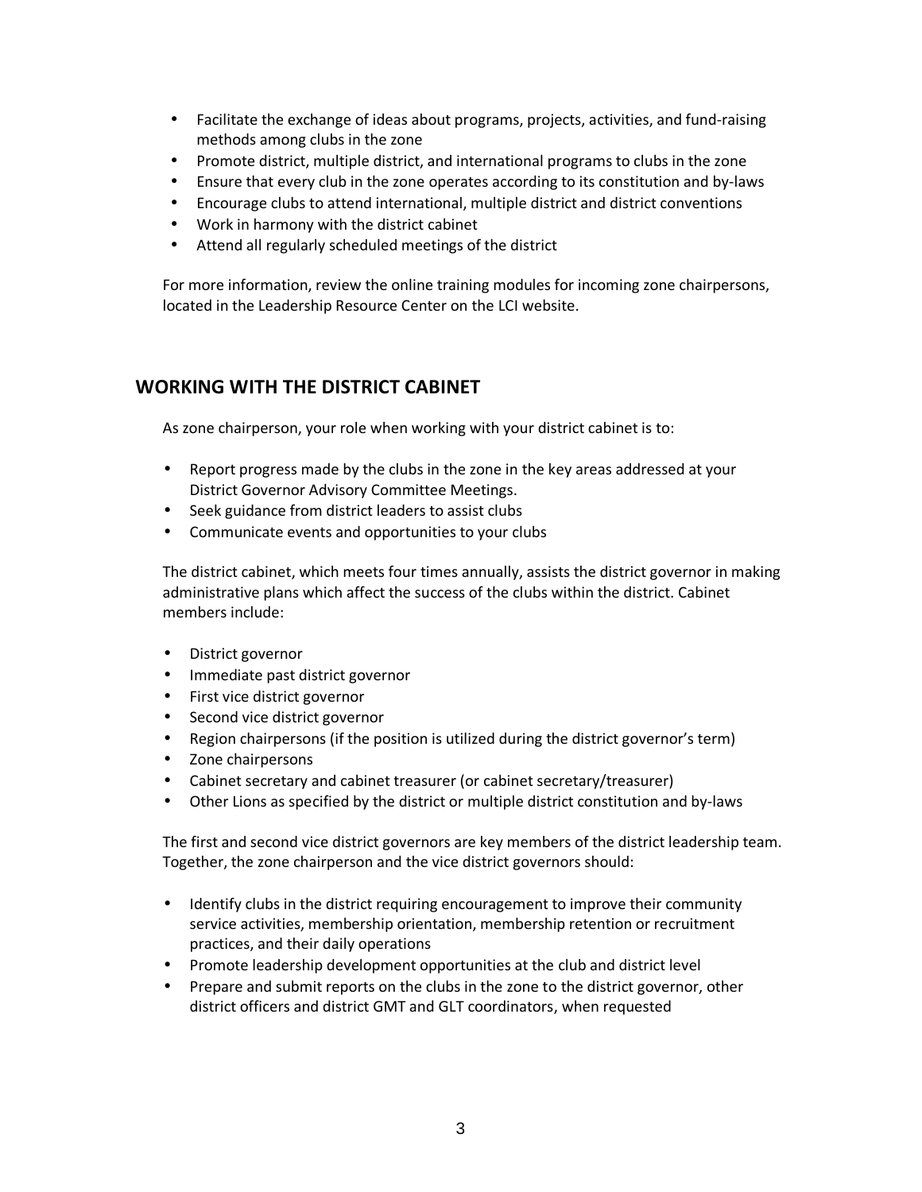- Facilitate the exchange of ideas about programs, projects, activities, and fund-raising methods among clubs in the zone
- Promote district, multiple district, and international programs to clubs in the zone
- Ensure that every club in the zone operates according to its constitution and by-laws
- Encourage clubs to attend international, multiple district and district conventions
- Work in harmony with the district cabinet
- Attend all regularly scheduled meetings of the district

For more information, review the online training modules for incoming zone chairpersons, located in the Leadership Resource Center on the LCI website.

## WORKING WITH THE DISTRICT CABINET

As zone chairperson, your role when working with your district cabinet is to:

- Report progress made by the clubs in the zone in the key areas addressed at your District Governor Advisory Committee Meetings.
- Seek guidance from district leaders to assist clubs
- Communicate events and opportunities to your clubs

The district cabinet, which meets four times annually, assists the district governor in making administrative plans which affect the success of the clubs within the district. Cabinet members include:

- District governor
- Immediate past district governor
- First vice district governor
- Second vice district governor
- Region chairpersons (if the position is utilized during the district governor's term)
- Zone chairpersons
- Cabinet secretary and cabinet treasurer (or cabinet secretary/treasurer)
- Other Lions as specified by the district or multiple district constitution and by-laws

The first and second vice district governors are key members of the district leadership team. Together, the zone chairperson and the vice district governors should:

- Identify clubs in the district requiring encouragement to improve their community service activities, membership orientation, membership retention or recruitment practices, and their daily operations
- Promote leadership development opportunities at the club and district level
- Prepare and submit reports on the clubs in the zone to the district governor, other district officers and district GMT and GLT coordinators, when requested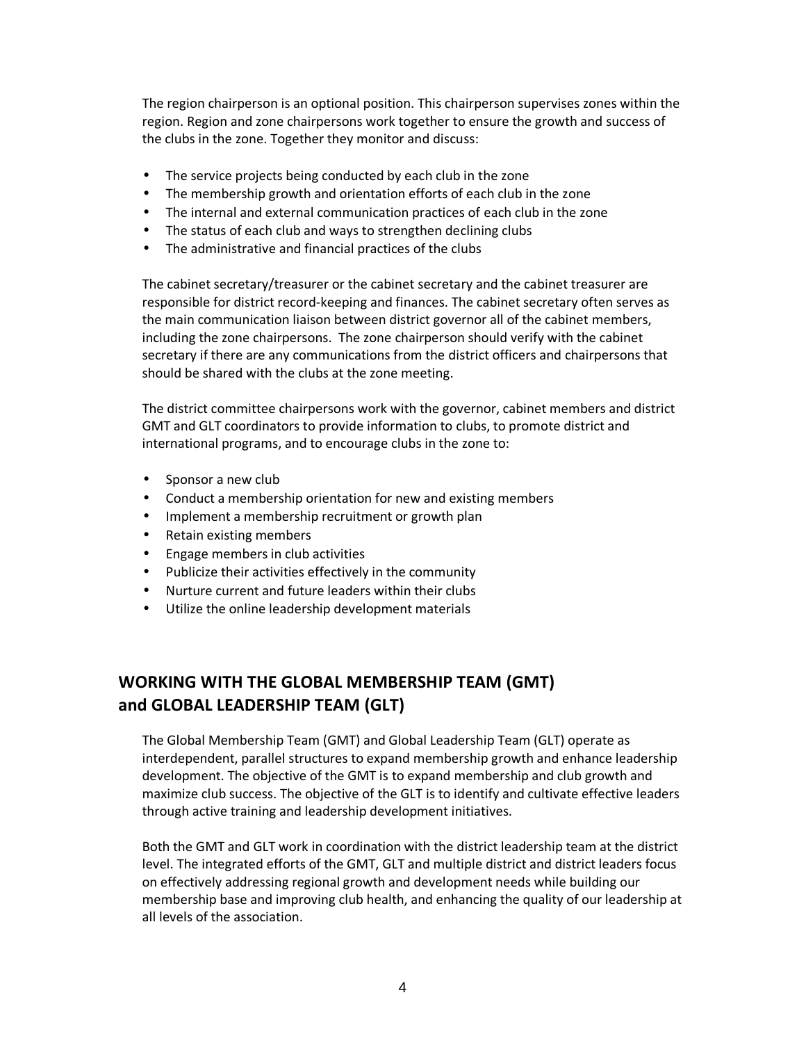The region chairperson is an optional position. This chairperson supervises zones within the region. Region and zone chairpersons work together to ensure the growth and success of the clubs in the zone. Together they monitor and discuss:

- The service projects being conducted by each club in the zone
- The membership growth and orientation efforts of each club in the zone
- The internal and external communication practices of each club in the zone
- The status of each club and ways to strengthen declining clubs
- The administrative and financial practices of the clubs

The cabinet secretary/treasurer or the cabinet secretary and the cabinet treasurer are responsible for district record-keeping and finances. The cabinet secretary often serves as the main communication liaison between district governor all of the cabinet members, including the zone chairpersons. The zone chairperson should verify with the cabinet secretary if there are any communications from the district officers and chairpersons that should be shared with the clubs at the zone meeting.

The district committee chairpersons work with the governor, cabinet members and district GMT and GLT coordinators to provide information to clubs, to promote district and international programs, and to encourage clubs in the zone to:

- Sponsor a new club
- Conduct a membership orientation for new and existing members
- Implement a membership recruitment or growth plan
- Retain existing members
- Engage members in club activities
- Publicize their activities effectively in the community
- Nurture current and future leaders within their clubs
- Utilize the online leadership development materials

## WORKING WITH THE GLOBAL MEMBERSHIP TEAM (GMT) and GLOBAL LEADERSHIP TEAM (GLT)

The Global Membership Team (GMT) and Global Leadership Team (GLT) operate as interdependent, parallel structures to expand membership growth and enhance leadership development. The objective of the GMT is to expand membership and club growth and maximize club success. The objective of the GLT is to identify and cultivate effective leaders through active training and leadership development initiatives.

Both the GMT and GLT work in coordination with the district leadership team at the district level. The integrated efforts of the GMT, GLT and multiple district and district leaders focus on effectively addressing regional growth and development needs while building our membership base and improving club health, and enhancing the quality of our leadership at all levels of the association.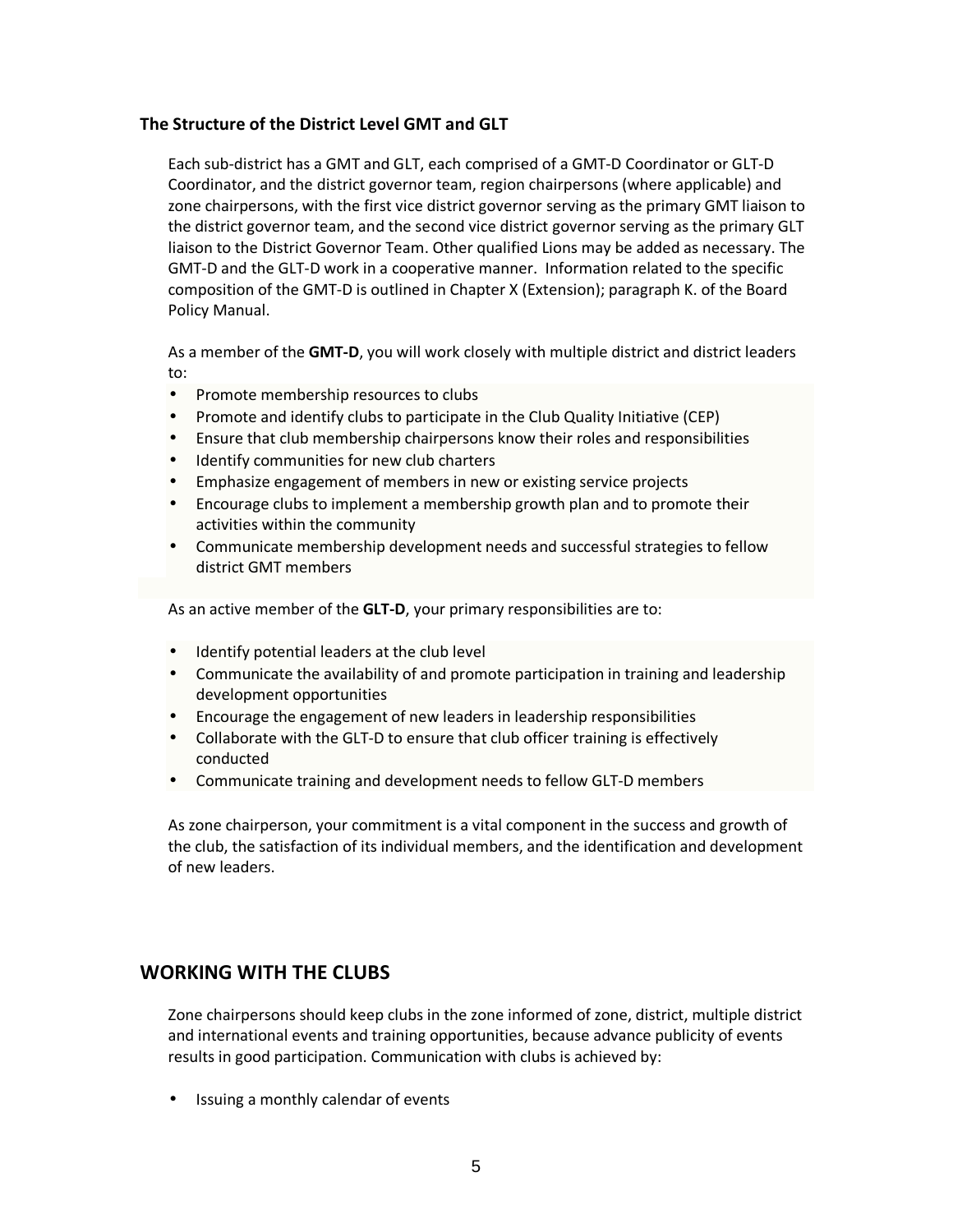### The Structure of the District Level GMT and GLT

Each sub-district has a GMT and GLT, each comprised of a GMT-D Coordinator or GLT-D Coordinator, and the district governor team, region chairpersons (where applicable) and zone chairpersons, with the first vice district governor serving as the primary GMT liaison to the district governor team, and the second vice district governor serving as the primary GLT liaison to the District Governor Team. Other qualified Lions may be added as necessary. The GMT-D and the GLT-D work in a cooperative manner. Information related to the specific composition of the GMT-D is outlined in Chapter X (Extension); paragraph K. of the Board Policy Manual.

As a member of the **GMT-D**, you will work closely with multiple district and district leaders to:

- Promote membership resources to clubs
- Promote and identify clubs to participate in the Club Quality Initiative (CEP)
- Ensure that club membership chairpersons know their roles and responsibilities
- Identify communities for new club charters
- Emphasize engagement of members in new or existing service projects
- Encourage clubs to implement a membership growth plan and to promote their activities within the community
- Communicate membership development needs and successful strategies to fellow district GMT members

As an active member of the **GLT-D**, your primary responsibilities are to:

- Identify potential leaders at the club level
- Communicate the availability of and promote participation in training and leadership development opportunities
- Encourage the engagement of new leaders in leadership responsibilities
- Collaborate with the GLT-D to ensure that club officer training is effectively conducted
- Communicate training and development needs to fellow GLT-D members

As zone chairperson, your commitment is a vital component in the success and growth of the club, the satisfaction of its individual members, and the identification and development of new leaders.

## WORKING WITH THE CLUBS

Zone chairpersons should keep clubs in the zone informed of zone, district, multiple district and international events and training opportunities, because advance publicity of events results in good participation. Communication with clubs is achieved by:

- Issuing a monthly calendar of events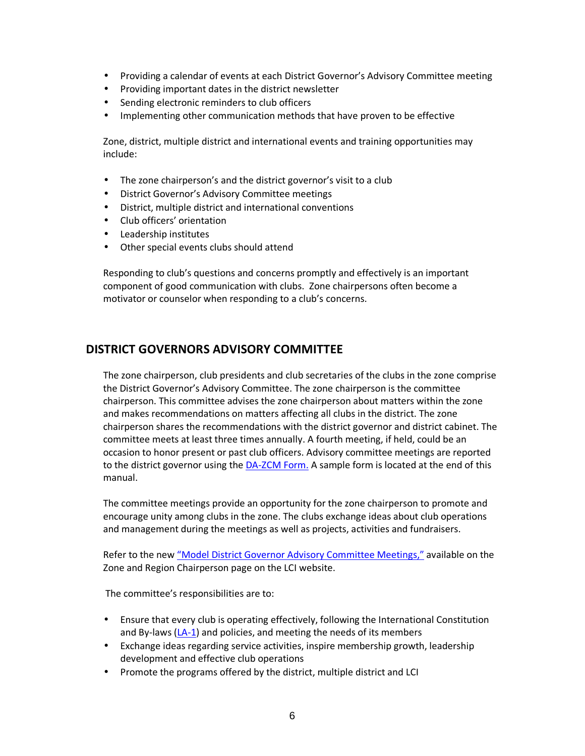- Providing a calendar of events at each District Governor's Advisory Committee meeting
- Providing important dates in the district newsletter
- Sending electronic reminders to club officers
- Implementing other communication methods that have proven to be effective

Zone, district, multiple district and international events and training opportunities may include:

- The zone chairperson's and the district governor's visit to a club
- District Governor's Advisory Committee meetings
- District, multiple district and international conventions
- Club officers' orientation
- Leadership institutes
- Other special events clubs should attend

Responding to club's questions and concerns promptly and effectively is an important component of good communication with clubs. Zone chairpersons often become a motivator or counselor when responding to a club's concerns.

## DISTRICT GOVERNORS ADVISORY COMMITTEE

The zone chairperson, club presidents and club secretaries of the clubs in the zone comprise the District Governor's Advisory Committee. The zone chairperson is the committee chairperson. This committee advises the zone chairperson about matters within the zone and makes recommendations on matters affecting all clubs in the district. The zone chairperson shares the recommendations with the district governor and district cabinet. The committee meets at least three times annually. A fourth meeting, if held, could be an occasion to honor present or past club officers. Advisory committee meetings are reported to the district governor using the DA-ZCM Form. A sample form is located at the end of this manual.

The committee meetings provide an opportunity for the zone chairperson to promote and encourage unity among clubs in the zone. The clubs exchange ideas about club operations and management during the meetings as well as projects, activities and fundraisers.

Refer to the new "Model District Governor Advisory Committee Meetings," available on the Zone and Region Chairperson page on the LCI website.

The committee's responsibilities are to:

- Ensure that every club is operating effectively, following the International Constitution and By-laws (LA-1) and policies, and meeting the needs of its members
- Exchange ideas regarding service activities, inspire membership growth, leadership development and effective club operations
- Promote the programs offered by the district, multiple district and LCI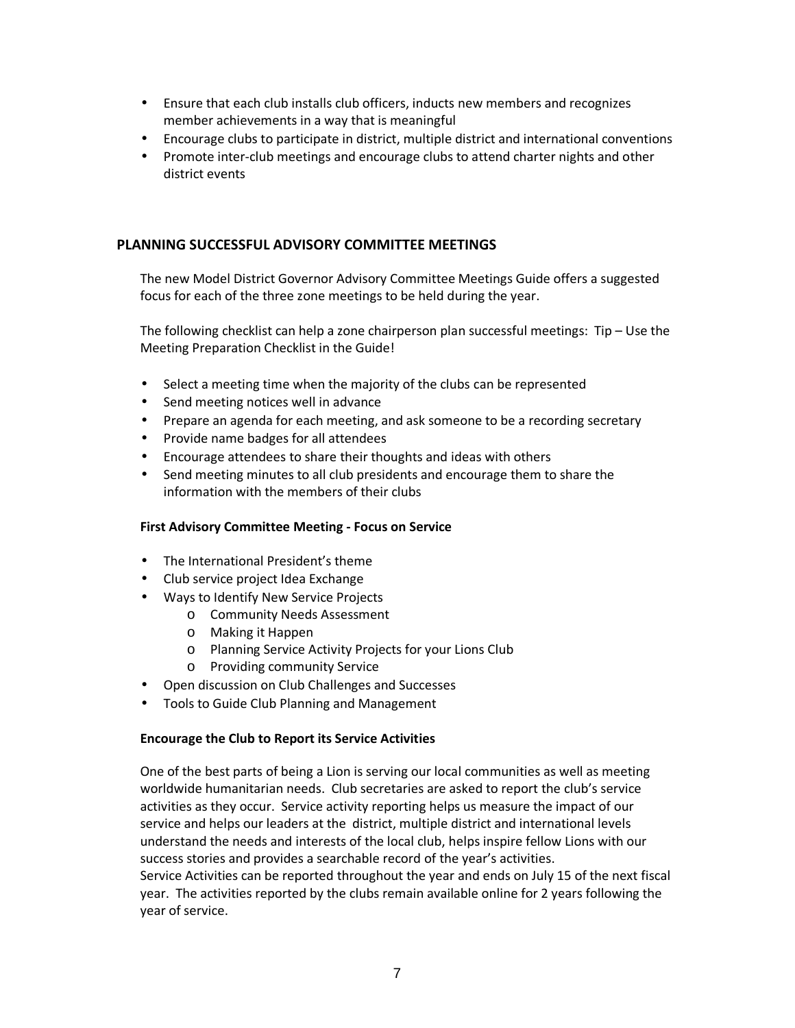- Ensure that each club installs club officers, inducts new members and recognizes member achievements in a way that is meaningful
- Encourage clubs to participate in district, multiple district and international conventions
- Promote inter-club meetings and encourage clubs to attend charter nights and other district events

## PLANNING SUCCESSFUL ADVISORY COMMITTEE MEETINGS

The new Model District Governor Advisory Committee Meetings Guide offers a suggested focus for each of the three zone meetings to be held during the year.

The following checklist can help a zone chairperson plan successful meetings: Tip – Use the Meeting Preparation Checklist in the Guide!

- Select a meeting time when the majority of the clubs can be represented
- Send meeting notices well in advance
- Prepare an agenda for each meeting, and ask someone to be a recording secretary
- Provide name badges for all attendees
- Encourage attendees to share their thoughts and ideas with others
- Send meeting minutes to all club presidents and encourage them to share the information with the members of their clubs

### First Advisory Committee Meeting - Focus on Service

- The International President's theme
- Club service project Idea Exchange
- Ways to Identify New Service Projects
  - Community Needs Assessment
  - Making it Happen
  - Planning Service Activity Projects for your Lions Club
  - Providing community Service
- Open discussion on Club Challenges and Successes
- Tools to Guide Club Planning and Management

### Encourage the Club to Report its Service Activities

One of the best parts of being a Lion is serving our local communities as well as meeting worldwide humanitarian needs. Club secretaries are asked to report the club's service activities as they occur. Service activity reporting helps us measure the impact of our service and helps our leaders at the district, multiple district and international levels understand the needs and interests of the local club, helps inspire fellow Lions with our success stories and provides a searchable record of the year's activities.
Service Activities can be reported throughout the year and ends on July 15 of the next fiscal year. The activities reported by the clubs remain available online for 2 years following the year of service.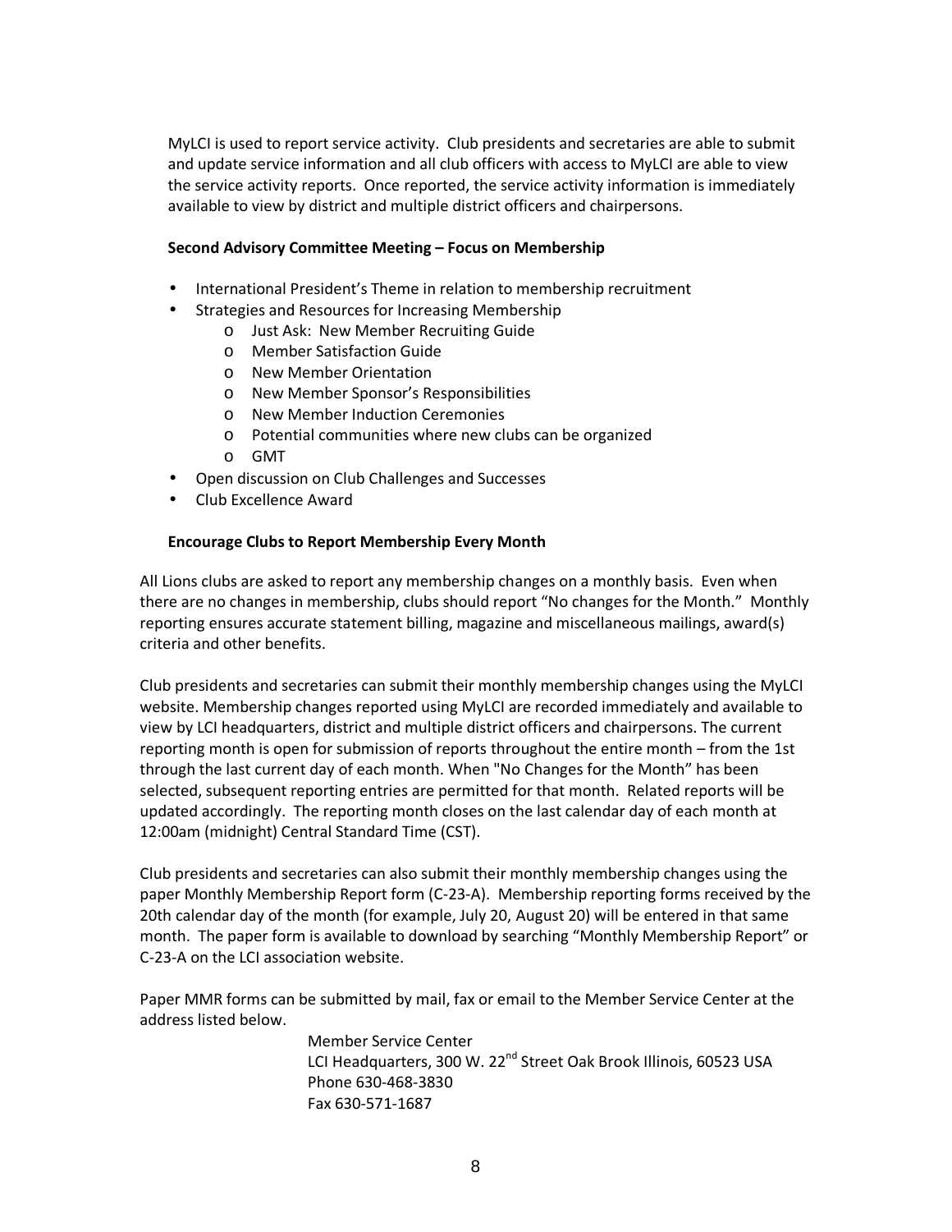MyLCI is used to report service activity. Club presidents and secretaries are able to submit and update service information and all club officers with access to MyLCI are able to view the service activity reports. Once reported, the service activity information is immediately available to view by district and multiple district officers and chairpersons.

**Second Advisory Committee Meeting – Focus on Membership**

- International President's Theme in relation to membership recruitment
- Strategies and Resources for Increasing Membership
  - Just Ask: New Member Recruiting Guide
  - Member Satisfaction Guide
  - New Member Orientation
  - New Member Sponsor's Responsibilities
  - New Member Induction Ceremonies
  - Potential communities where new clubs can be organized
  - GMT
- Open discussion on Club Challenges and Successes
- Club Excellence Award

**Encourage Clubs to Report Membership Every Month**

All Lions clubs are asked to report any membership changes on a monthly basis. Even when there are no changes in membership, clubs should report "No changes for the Month." Monthly reporting ensures accurate statement billing, magazine and miscellaneous mailings, award(s) criteria and other benefits.

Club presidents and secretaries can submit their monthly membership changes using the MyLCI website. Membership changes reported using MyLCI are recorded immediately and available to view by LCI headquarters, district and multiple district officers and chairpersons. The current reporting month is open for submission of reports throughout the entire month – from the 1st through the last current day of each month. When "No Changes for the Month" has been selected, subsequent reporting entries are permitted for that month. Related reports will be updated accordingly. The reporting month closes on the last calendar day of each month at 12:00am (midnight) Central Standard Time (CST).

Club presidents and secretaries can also submit their monthly membership changes using the paper Monthly Membership Report form (C-23-A). Membership reporting forms received by the 20th calendar day of the month (for example, July 20, August 20) will be entered in that same month. The paper form is available to download by searching "Monthly Membership Report" or C-23-A on the LCI association website.

Paper MMR forms can be submitted by mail, fax or email to the Member Service Center at the address listed below.

Member Service Center
LCI Headquarters, 300 W. 22nd Street Oak Brook Illinois, 60523 USA
Phone 630-468-3830
Fax 630-571-1687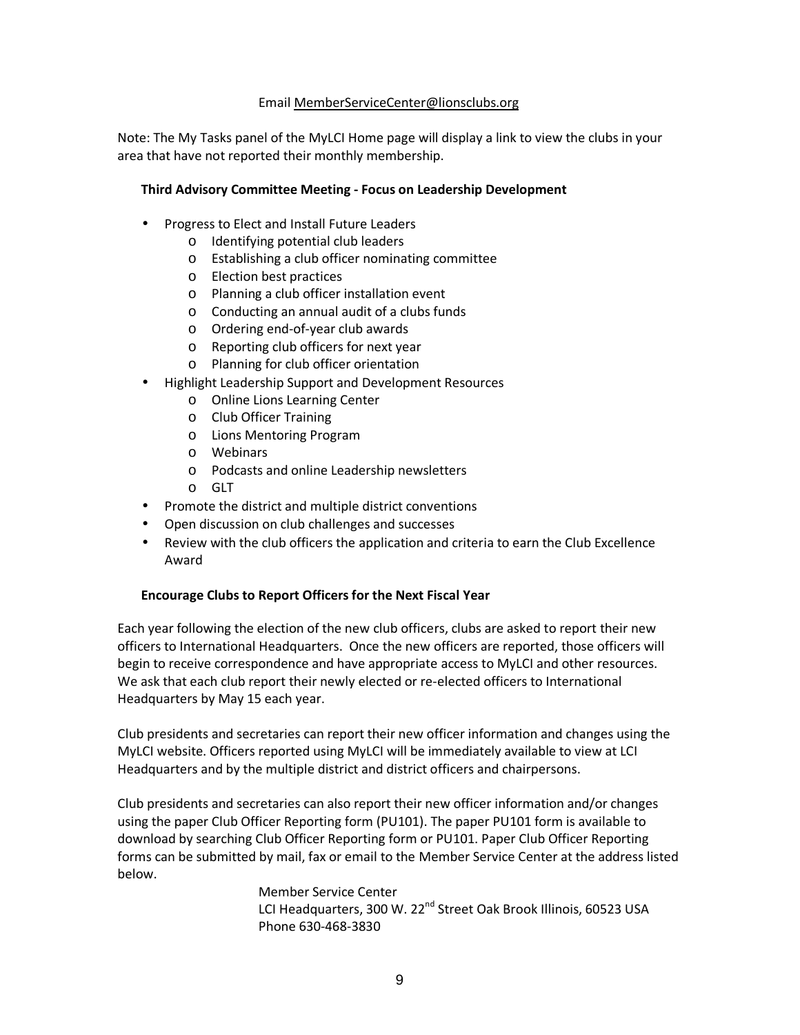Email MemberServiceCenter@lionsclubs.org

Note: The My Tasks panel of the MyLCI Home page will display a link to view the clubs in your area that have not reported their monthly membership.

**Third Advisory Committee Meeting - Focus on Leadership Development**

- Progress to Elect and Install Future Leaders
  - Identifying potential club leaders
  - Establishing a club officer nominating committee
  - Election best practices
  - Planning a club officer installation event
  - Conducting an annual audit of a clubs funds
  - Ordering end-of-year club awards
  - Reporting club officers for next year
  - Planning for club officer orientation
- Highlight Leadership Support and Development Resources
  - Online Lions Learning Center
  - Club Officer Training
  - Lions Mentoring Program
  - Webinars
  - Podcasts and online Leadership newsletters
  - GLT
- Promote the district and multiple district conventions
- Open discussion on club challenges and successes
- Review with the club officers the application and criteria to earn the Club Excellence Award

**Encourage Clubs to Report Officers for the Next Fiscal Year**

Each year following the election of the new club officers, clubs are asked to report their new officers to International Headquarters. Once the new officers are reported, those officers will begin to receive correspondence and have appropriate access to MyLCI and other resources. We ask that each club report their newly elected or re-elected officers to International Headquarters by May 15 each year.

Club presidents and secretaries can report their new officer information and changes using the MyLCI website. Officers reported using MyLCI will be immediately available to view at LCI Headquarters and by the multiple district and district officers and chairpersons.

Club presidents and secretaries can also report their new officer information and/or changes using the paper Club Officer Reporting form (PU101). The paper PU101 form is available to download by searching Club Officer Reporting form or PU101. Paper Club Officer Reporting forms can be submitted by mail, fax or email to the Member Service Center at the address listed below.

Member Service Center
LCI Headquarters, 300 W. 22nd Street Oak Brook Illinois, 60523 USA
Phone 630-468-3830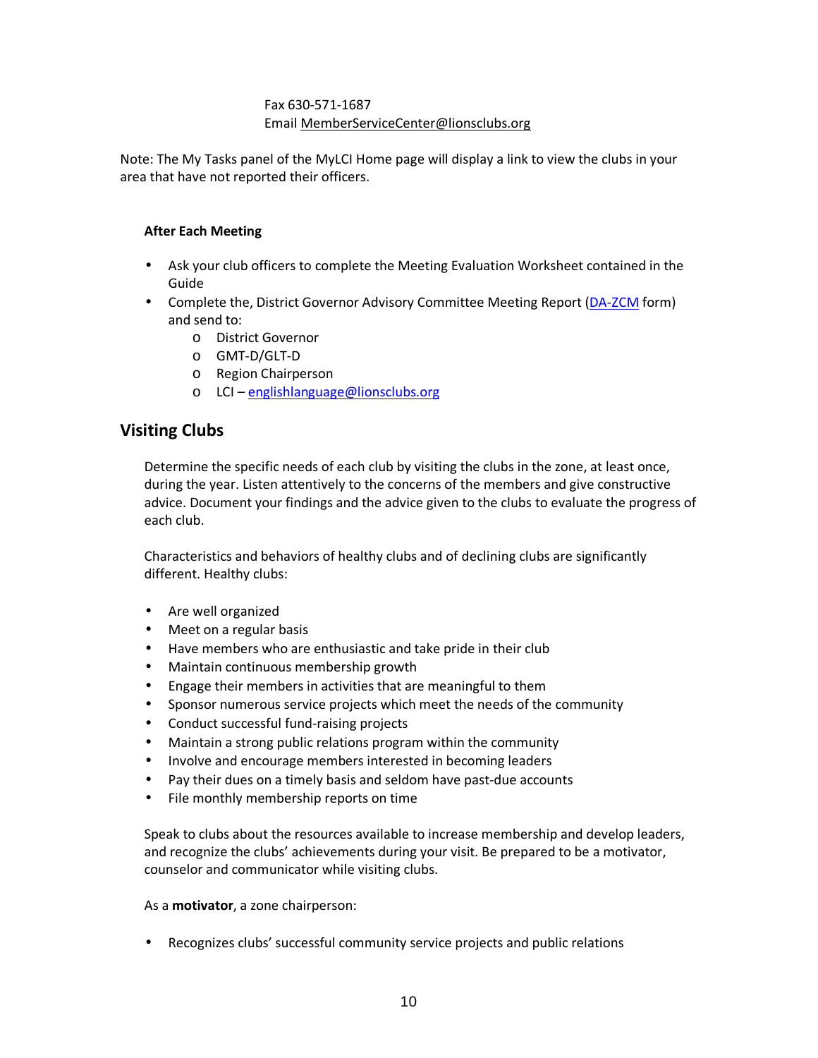Fax 630-571-1687
Email MemberServiceCenter@lionsclubs.org

Note: The My Tasks panel of the MyLCI Home page will display a link to view the clubs in your area that have not reported their officers.

**After Each Meeting**

- Ask your club officers to complete the Meeting Evaluation Worksheet contained in the Guide
- Complete the, District Governor Advisory Committee Meeting Report (DA-ZCM form) and send to:
  - District Governor
  - GMT-D/GLT-D
  - Region Chairperson
  - LCI – englishlanguage@lionsclubs.org

## Visiting Clubs

Determine the specific needs of each club by visiting the clubs in the zone, at least once, during the year. Listen attentively to the concerns of the members and give constructive advice. Document your findings and the advice given to the clubs to evaluate the progress of each club.

Characteristics and behaviors of healthy clubs and of declining clubs are significantly different. Healthy clubs:

- Are well organized
- Meet on a regular basis
- Have members who are enthusiastic and take pride in their club
- Maintain continuous membership growth
- Engage their members in activities that are meaningful to them
- Sponsor numerous service projects which meet the needs of the community
- Conduct successful fund-raising projects
- Maintain a strong public relations program within the community
- Involve and encourage members interested in becoming leaders
- Pay their dues on a timely basis and seldom have past-due accounts
- File monthly membership reports on time

Speak to clubs about the resources available to increase membership and develop leaders, and recognize the clubs' achievements during your visit. Be prepared to be a motivator, counselor and communicator while visiting clubs.

As a **motivator**, a zone chairperson:

- Recognizes clubs' successful community service projects and public relations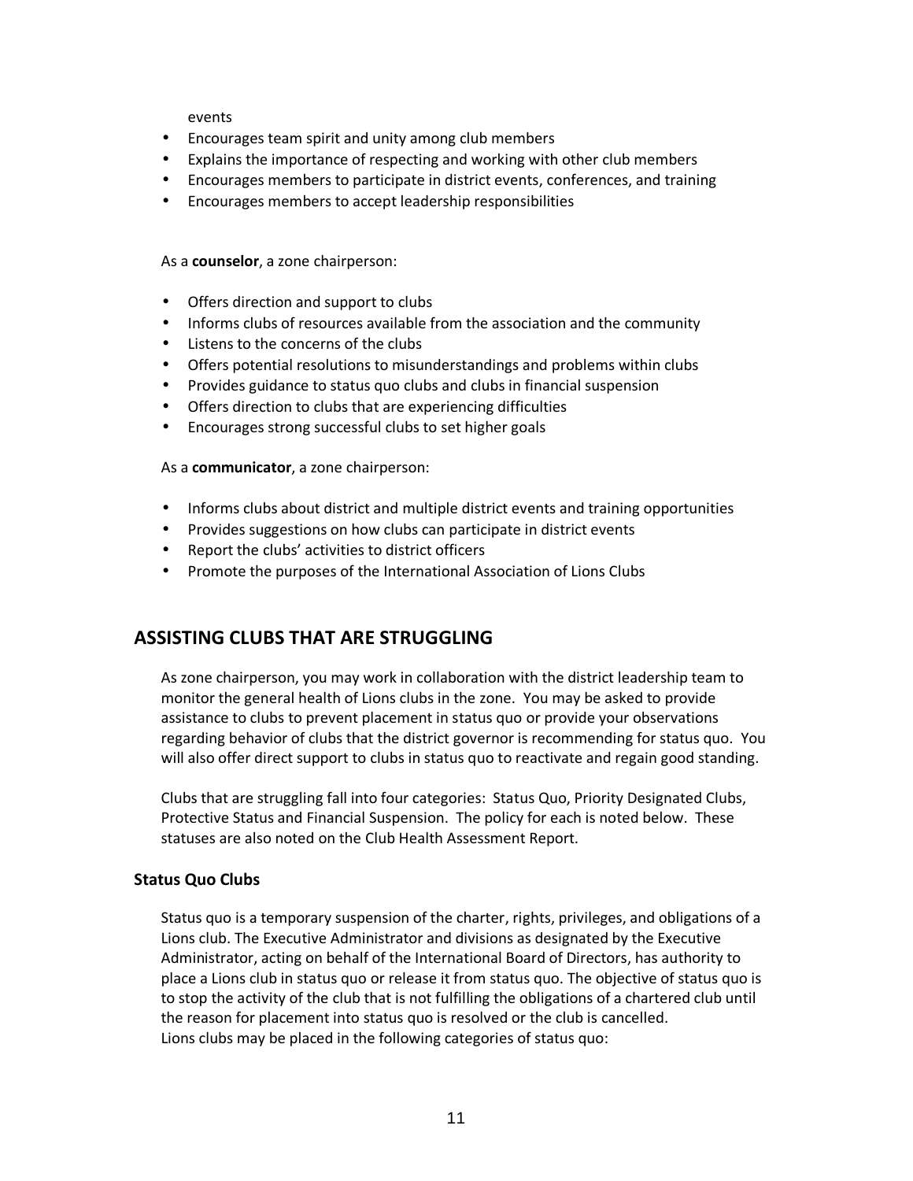events

- Encourages team spirit and unity among club members
- Explains the importance of respecting and working with other club members
- Encourages members to participate in district events, conferences, and training
- Encourages members to accept leadership responsibilities

As a **counselor**, a zone chairperson:

- Offers direction and support to clubs
- Informs clubs of resources available from the association and the community
- Listens to the concerns of the clubs
- Offers potential resolutions to misunderstandings and problems within clubs
- Provides guidance to status quo clubs and clubs in financial suspension
- Offers direction to clubs that are experiencing difficulties
- Encourages strong successful clubs to set higher goals

As a **communicator**, a zone chairperson:

- Informs clubs about district and multiple district events and training opportunities
- Provides suggestions on how clubs can participate in district events
- Report the clubs' activities to district officers
- Promote the purposes of the International Association of Lions Clubs

## ASSISTING CLUBS THAT ARE STRUGGLING

As zone chairperson, you may work in collaboration with the district leadership team to monitor the general health of Lions clubs in the zone. You may be asked to provide assistance to clubs to prevent placement in status quo or provide your observations regarding behavior of clubs that the district governor is recommending for status quo. You will also offer direct support to clubs in status quo to reactivate and regain good standing.

Clubs that are struggling fall into four categories: Status Quo, Priority Designated Clubs, Protective Status and Financial Suspension. The policy for each is noted below. These statuses are also noted on the Club Health Assessment Report.

### Status Quo Clubs

Status quo is a temporary suspension of the charter, rights, privileges, and obligations of a Lions club. The Executive Administrator and divisions as designated by the Executive Administrator, acting on behalf of the International Board of Directors, has authority to place a Lions club in status quo or release it from status quo. The objective of status quo is to stop the activity of the club that is not fulfilling the obligations of a chartered club until the reason for placement into status quo is resolved or the club is cancelled.
Lions clubs may be placed in the following categories of status quo: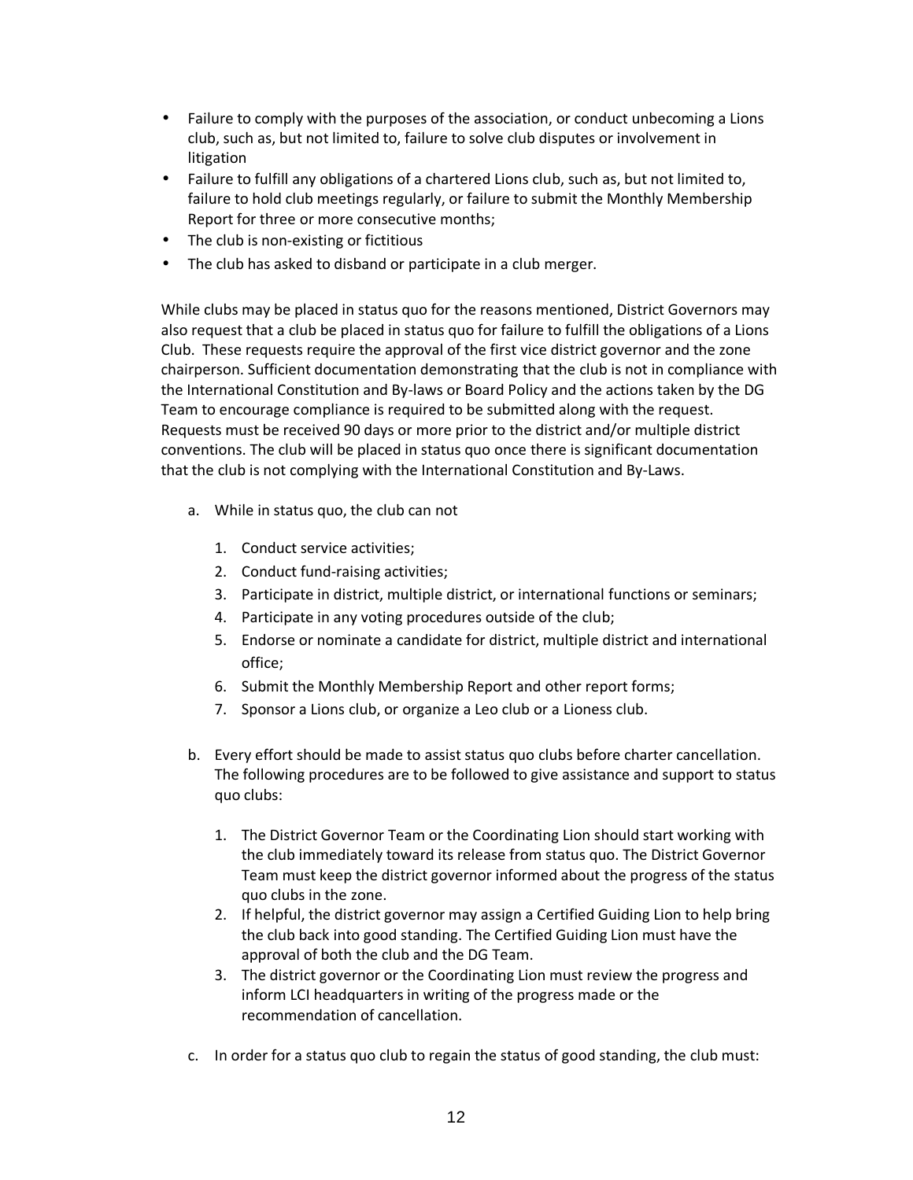- Failure to comply with the purposes of the association, or conduct unbecoming a Lions club, such as, but not limited to, failure to solve club disputes or involvement in litigation
- Failure to fulfill any obligations of a chartered Lions club, such as, but not limited to, failure to hold club meetings regularly, or failure to submit the Monthly Membership Report for three or more consecutive months;
- The club is non-existing or fictitious
- The club has asked to disband or participate in a club merger.

While clubs may be placed in status quo for the reasons mentioned, District Governors may also request that a club be placed in status quo for failure to fulfill the obligations of a Lions Club. These requests require the approval of the first vice district governor and the zone chairperson. Sufficient documentation demonstrating that the club is not in compliance with the International Constitution and By-laws or Board Policy and the actions taken by the DG Team to encourage compliance is required to be submitted along with the request. Requests must be received 90 days or more prior to the district and/or multiple district conventions. The club will be placed in status quo once there is significant documentation that the club is not complying with the International Constitution and By-Laws.

a. While in status quo, the club can not

   1. Conduct service activities;
   2. Conduct fund-raising activities;
   3. Participate in district, multiple district, or international functions or seminars;
   4. Participate in any voting procedures outside of the club;
   5. Endorse or nominate a candidate for district, multiple district and international office;
   6. Submit the Monthly Membership Report and other report forms;
   7. Sponsor a Lions club, or organize a Leo club or a Lioness club.

b. Every effort should be made to assist status quo clubs before charter cancellation. The following procedures are to be followed to give assistance and support to status quo clubs:

   1. The District Governor Team or the Coordinating Lion should start working with the club immediately toward its release from status quo. The District Governor Team must keep the district governor informed about the progress of the status quo clubs in the zone.
   2. If helpful, the district governor may assign a Certified Guiding Lion to help bring the club back into good standing. The Certified Guiding Lion must have the approval of both the club and the DG Team.
   3. The district governor or the Coordinating Lion must review the progress and inform LCI headquarters in writing of the progress made or the recommendation of cancellation.

c. In order for a status quo club to regain the status of good standing, the club must: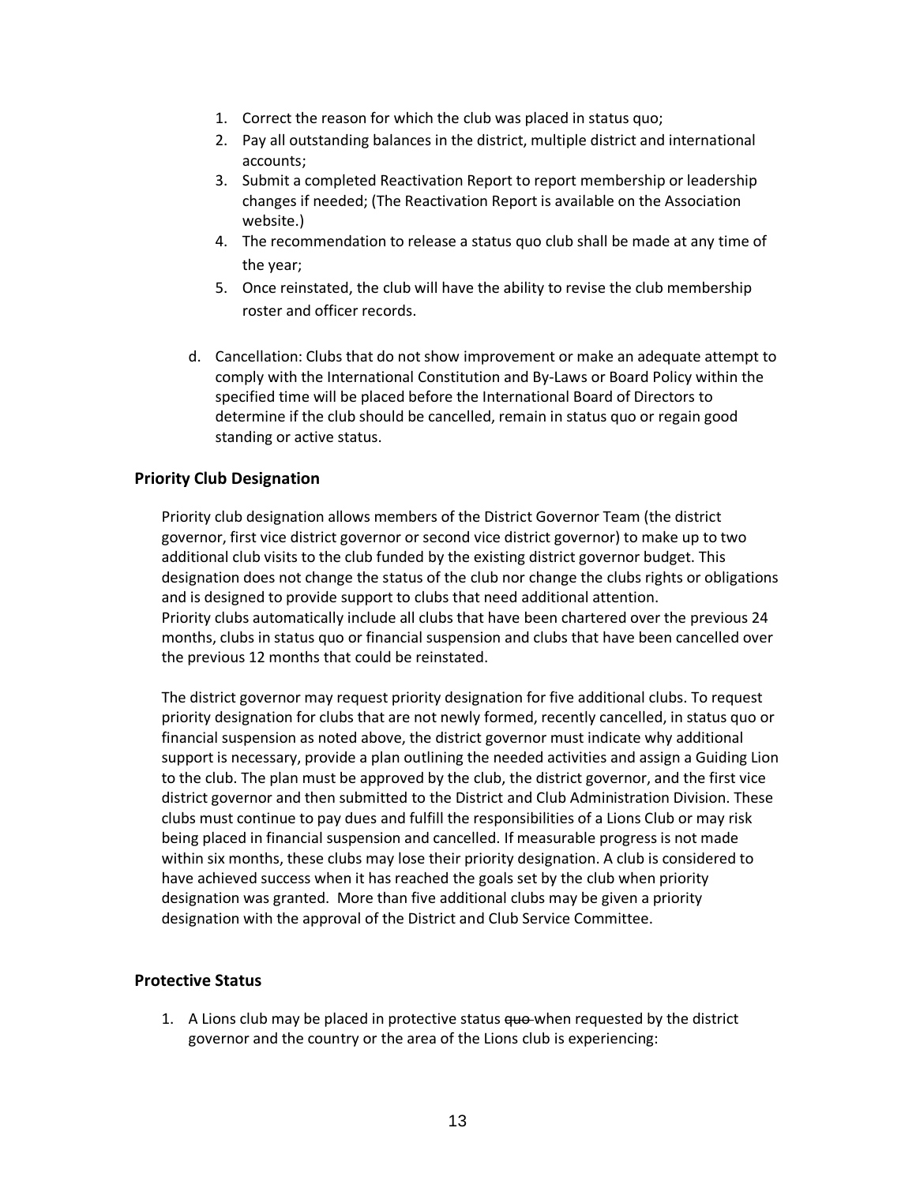1. Correct the reason for which the club was placed in status quo;
2. Pay all outstanding balances in the district, multiple district and international accounts;
3. Submit a completed Reactivation Report to report membership or leadership changes if needed; (The Reactivation Report is available on the Association website.)
4. The recommendation to release a status quo club shall be made at any time of the year;
5. Once reinstated, the club will have the ability to revise the club membership roster and officer records.

d. Cancellation: Clubs that do not show improvement or make an adequate attempt to comply with the International Constitution and By-Laws or Board Policy within the specified time will be placed before the International Board of Directors to determine if the club should be cancelled, remain in status quo or regain good standing or active status.

### Priority Club Designation

Priority club designation allows members of the District Governor Team (the district governor, first vice district governor or second vice district governor) to make up to two additional club visits to the club funded by the existing district governor budget. This designation does not change the status of the club nor change the clubs rights or obligations and is designed to provide support to clubs that need additional attention.
Priority clubs automatically include all clubs that have been chartered over the previous 24 months, clubs in status quo or financial suspension and clubs that have been cancelled over the previous 12 months that could be reinstated.

The district governor may request priority designation for five additional clubs. To request priority designation for clubs that are not newly formed, recently cancelled, in status quo or financial suspension as noted above, the district governor must indicate why additional support is necessary, provide a plan outlining the needed activities and assign a Guiding Lion to the club. The plan must be approved by the club, the district governor, and the first vice district governor and then submitted to the District and Club Administration Division. These clubs must continue to pay dues and fulfill the responsibilities of a Lions Club or may risk being placed in financial suspension and cancelled. If measurable progress is not made within six months, these clubs may lose their priority designation. A club is considered to have achieved success when it has reached the goals set by the club when priority designation was granted. More than five additional clubs may be given a priority designation with the approval of the District and Club Service Committee.

### Protective Status

1. A Lions club may be placed in protective status ~~quo~~ when requested by the district governor and the country or the area of the Lions club is experiencing: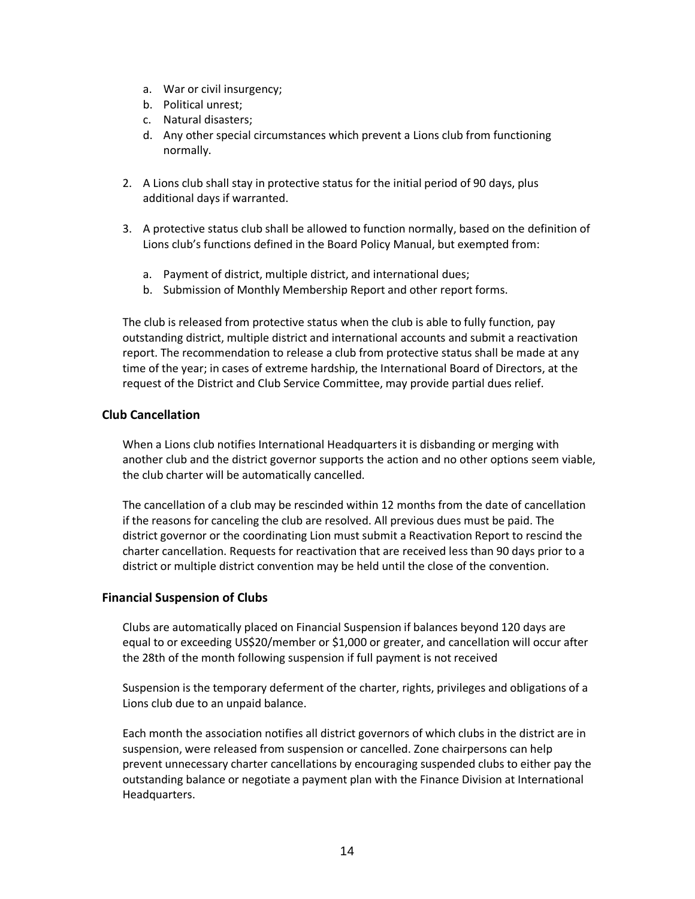a. War or civil insurgency;
   b. Political unrest;
   c. Natural disasters;
   d. Any other special circumstances which prevent a Lions club from functioning normally.

2. A Lions club shall stay in protective status for the initial period of 90 days, plus additional days if warranted.

3. A protective status club shall be allowed to function normally, based on the definition of Lions club's functions defined in the Board Policy Manual, but exempted from:

   a. Payment of district, multiple district, and international dues;
   b. Submission of Monthly Membership Report and other report forms.

The club is released from protective status when the club is able to fully function, pay outstanding district, multiple district and international accounts and submit a reactivation report. The recommendation to release a club from protective status shall be made at any time of the year; in cases of extreme hardship, the International Board of Directors, at the request of the District and Club Service Committee, may provide partial dues relief.

### Club Cancellation

When a Lions club notifies International Headquarters it is disbanding or merging with another club and the district governor supports the action and no other options seem viable, the club charter will be automatically cancelled.

The cancellation of a club may be rescinded within 12 months from the date of cancellation if the reasons for canceling the club are resolved. All previous dues must be paid. The district governor or the coordinating Lion must submit a Reactivation Report to rescind the charter cancellation. Requests for reactivation that are received less than 90 days prior to a district or multiple district convention may be held until the close of the convention.

### Financial Suspension of Clubs

Clubs are automatically placed on Financial Suspension if balances beyond 120 days are equal to or exceeding US$20/member or $1,000 or greater, and cancellation will occur after the 28th of the month following suspension if full payment is not received

Suspension is the temporary deferment of the charter, rights, privileges and obligations of a Lions club due to an unpaid balance.

Each month the association notifies all district governors of which clubs in the district are in suspension, were released from suspension or cancelled. Zone chairpersons can help prevent unnecessary charter cancellations by encouraging suspended clubs to either pay the outstanding balance or negotiate a payment plan with the Finance Division at International Headquarters.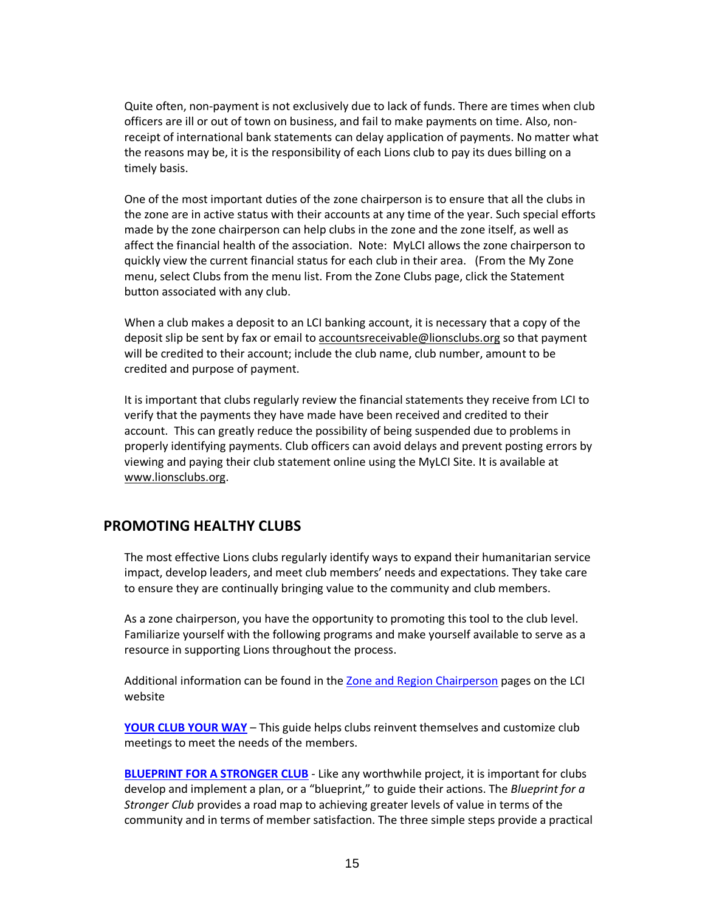Quite often, non-payment is not exclusively due to lack of funds. There are times when club officers are ill or out of town on business, and fail to make payments on time. Also, non-receipt of international bank statements can delay application of payments. No matter what the reasons may be, it is the responsibility of each Lions club to pay its dues billing on a timely basis.

One of the most important duties of the zone chairperson is to ensure that all the clubs in the zone are in active status with their accounts at any time of the year. Such special efforts made by the zone chairperson can help clubs in the zone and the zone itself, as well as affect the financial health of the association. Note: MyLCI allows the zone chairperson to quickly view the current financial status for each club in their area. (From the My Zone menu, select Clubs from the menu list. From the Zone Clubs page, click the Statement button associated with any club.

When a club makes a deposit to an LCI banking account, it is necessary that a copy of the deposit slip be sent by fax or email to accountsreceivable@lionsclubs.org so that payment will be credited to their account; include the club name, club number, amount to be credited and purpose of payment.

It is important that clubs regularly review the financial statements they receive from LCI to verify that the payments they have made have been received and credited to their account. This can greatly reduce the possibility of being suspended due to problems in properly identifying payments. Club officers can avoid delays and prevent posting errors by viewing and paying their club statement online using the MyLCI Site. It is available at www.lionsclubs.org.

## PROMOTING HEALTHY CLUBS

The most effective Lions clubs regularly identify ways to expand their humanitarian service impact, develop leaders, and meet club members' needs and expectations. They take care to ensure they are continually bringing value to the community and club members.

As a zone chairperson, you have the opportunity to promoting this tool to the club level. Familiarize yourself with the following programs and make yourself available to serve as a resource in supporting Lions throughout the process.

Additional information can be found in the Zone and Region Chairperson pages on the LCI website

**YOUR CLUB YOUR WAY** – This guide helps clubs reinvent themselves and customize club meetings to meet the needs of the members.

**BLUEPRINT FOR A STRONGER CLUB** - Like any worthwhile project, it is important for clubs develop and implement a plan, or a "blueprint," to guide their actions. The *Blueprint for a Stronger Club* provides a road map to achieving greater levels of value in terms of the community and in terms of member satisfaction. The three simple steps provide a practical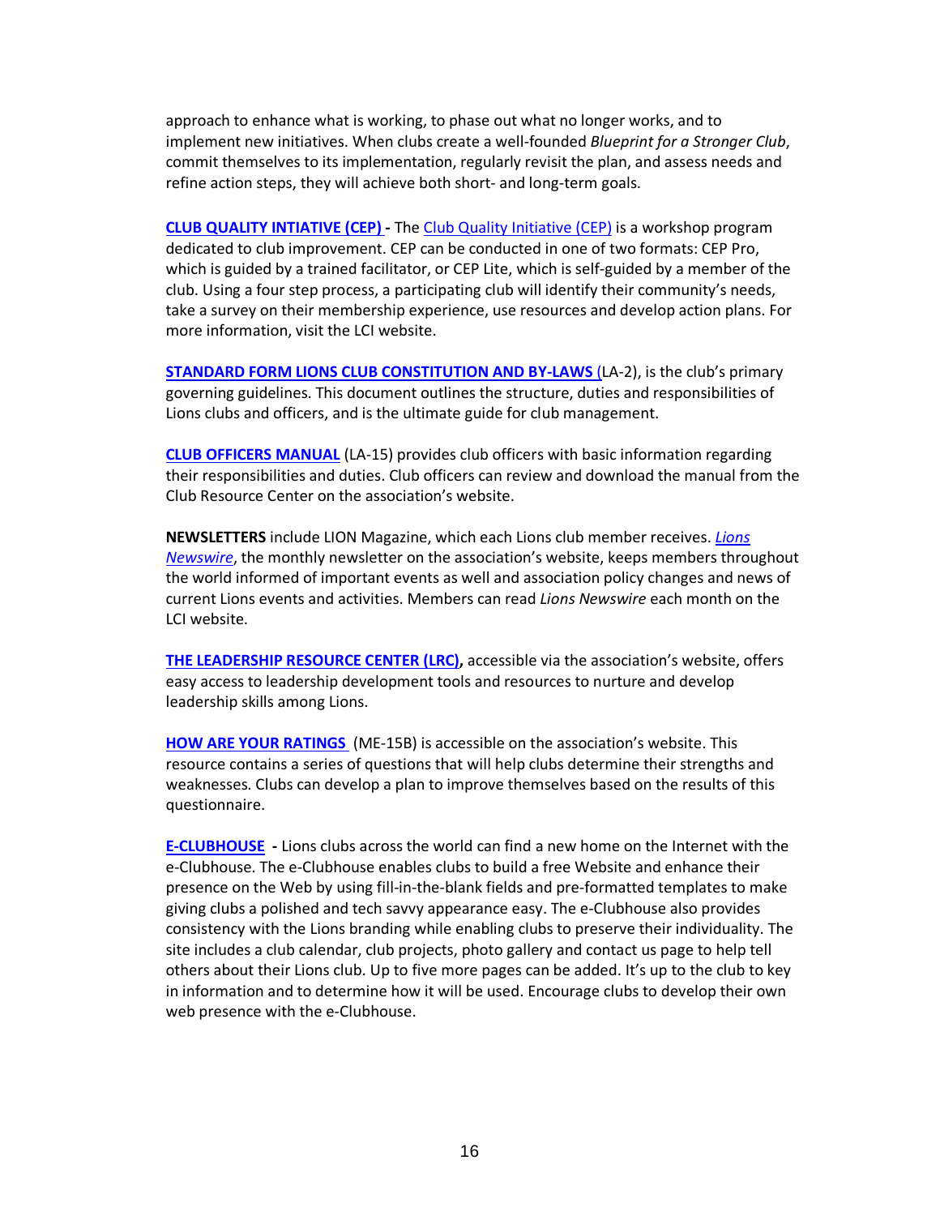approach to enhance what is working, to phase out what no longer works, and to implement new initiatives. When clubs create a well-founded *Blueprint for a Stronger Club*, commit themselves to its implementation, regularly revisit the plan, and assess needs and refine action steps, they will achieve both short- and long-term goals.

**CLUB QUALITY INTIATIVE (CEP) -** The Club Quality Initiative (CEP) is a workshop program dedicated to club improvement. CEP can be conducted in one of two formats: CEP Pro, which is guided by a trained facilitator, or CEP Lite, which is self-guided by a member of the club. Using a four step process, a participating club will identify their community's needs, take a survey on their membership experience, use resources and develop action plans. For more information, visit the LCI website.

**STANDARD FORM LIONS CLUB CONSTITUTION AND BY-LAWS** (LA-2), is the club's primary governing guidelines. This document outlines the structure, duties and responsibilities of Lions clubs and officers, and is the ultimate guide for club management.

**CLUB OFFICERS MANUAL** (LA-15) provides club officers with basic information regarding their responsibilities and duties. Club officers can review and download the manual from the Club Resource Center on the association's website.

**NEWSLETTERS** include LION Magazine, which each Lions club member receives. *Lions Newswire*, the monthly newsletter on the association's website, keeps members throughout the world informed of important events as well and association policy changes and news of current Lions events and activities. Members can read *Lions Newswire* each month on the LCI website.

**THE LEADERSHIP RESOURCE CENTER (LRC),** accessible via the association's website, offers easy access to leadership development tools and resources to nurture and develop leadership skills among Lions.

**HOW ARE YOUR RATINGS** (ME-15B) is accessible on the association's website. This resource contains a series of questions that will help clubs determine their strengths and weaknesses. Clubs can develop a plan to improve themselves based on the results of this questionnaire.

**E-CLUBHOUSE -** Lions clubs across the world can find a new home on the Internet with the e-Clubhouse. The e-Clubhouse enables clubs to build a free Website and enhance their presence on the Web by using fill-in-the-blank fields and pre-formatted templates to make giving clubs a polished and tech savvy appearance easy. The e-Clubhouse also provides consistency with the Lions branding while enabling clubs to preserve their individuality. The site includes a club calendar, club projects, photo gallery and contact us page to help tell others about their Lions club. Up to five more pages can be added. It's up to the club to key in information and to determine how it will be used. Encourage clubs to develop their own web presence with the e-Clubhouse.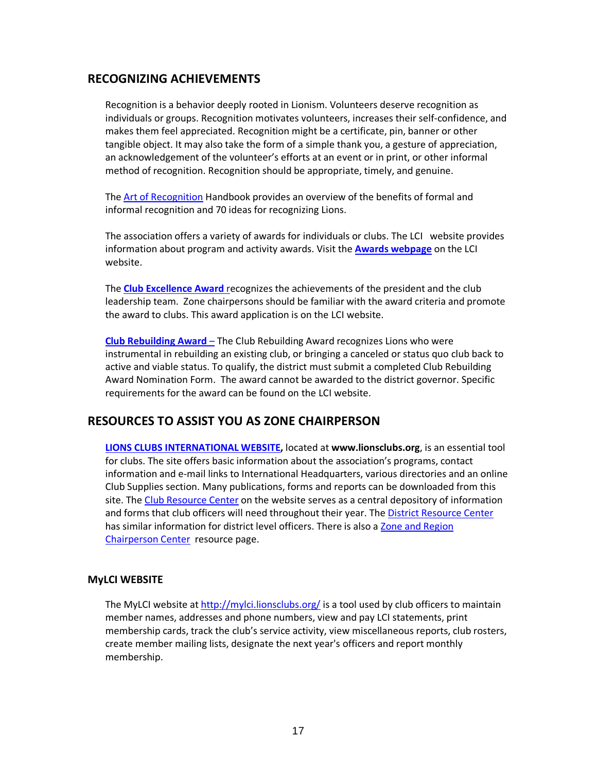## RECOGNIZING ACHIEVEMENTS

Recognition is a behavior deeply rooted in Lionism. Volunteers deserve recognition as individuals or groups. Recognition motivates volunteers, increases their self-confidence, and makes them feel appreciated. Recognition might be a certificate, pin, banner or other tangible object. It may also take the form of a simple thank you, a gesture of appreciation, an acknowledgement of the volunteer's efforts at an event or in print, or other informal method of recognition. Recognition should be appropriate, timely, and genuine.

The Art of Recognition Handbook provides an overview of the benefits of formal and informal recognition and 70 ideas for recognizing Lions.

The association offers a variety of awards for individuals or clubs. The LCI website provides information about program and activity awards. Visit the **Awards webpage** on the LCI website.

The **Club Excellence Award** recognizes the achievements of the president and the club leadership team. Zone chairpersons should be familiar with the award criteria and promote the award to clubs. This award application is on the LCI website.

**Club Rebuilding Award** – The Club Rebuilding Award recognizes Lions who were instrumental in rebuilding an existing club, or bringing a canceled or status quo club back to active and viable status. To qualify, the district must submit a completed Club Rebuilding Award Nomination Form. The award cannot be awarded to the district governor. Specific requirements for the award can be found on the LCI website.

## RESOURCES TO ASSIST YOU AS ZONE CHAIRPERSON

**LIONS CLUBS INTERNATIONAL WEBSITE,** located at **www.lionsclubs.org**, is an essential tool for clubs. The site offers basic information about the association's programs, contact information and e-mail links to International Headquarters, various directories and an online Club Supplies section. Many publications, forms and reports can be downloaded from this site. The Club Resource Center on the website serves as a central depository of information and forms that club officers will need throughout their year. The District Resource Center has similar information for district level officers. There is also a Zone and Region Chairperson Center resource page.

### MyLCI WEBSITE

The MyLCI website at http://mylci.lionsclubs.org/ is a tool used by club officers to maintain member names, addresses and phone numbers, view and pay LCI statements, print membership cards, track the club's service activity, view miscellaneous reports, club rosters, create member mailing lists, designate the next year's officers and report monthly membership.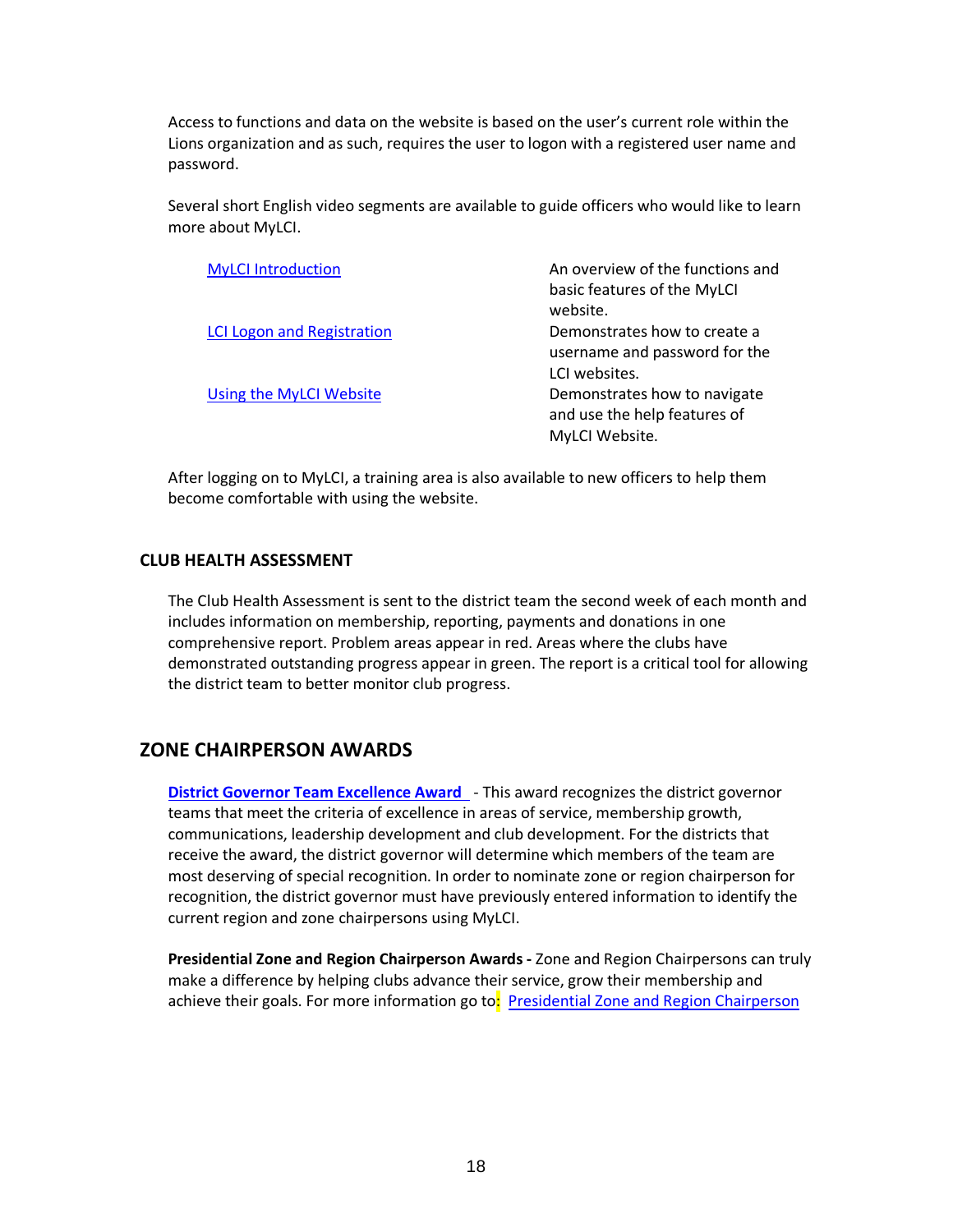Access to functions and data on the website is based on the user's current role within the Lions organization and as such, requires the user to logon with a registered user name and password.

Several short English video segments are available to guide officers who would like to learn more about MyLCI.

| | |
|---|---|
| MyLCI Introduction | An overview of the functions and basic features of the MyLCI website. |
| LCI Logon and Registration | Demonstrates how to create a username and password for the LCI websites. |
| Using the MyLCI Website | Demonstrates how to navigate and use the help features of MyLCI Website. |

After logging on to MyLCI, a training area is also available to new officers to help them become comfortable with using the website.

### CLUB HEALTH ASSESSMENT

The Club Health Assessment is sent to the district team the second week of each month and includes information on membership, reporting, payments and donations in one comprehensive report. Problem areas appear in red. Areas where the clubs have demonstrated outstanding progress appear in green. The report is a critical tool for allowing the district team to better monitor club progress.

## ZONE CHAIRPERSON AWARDS

**District Governor Team Excellence Award** - This award recognizes the district governor teams that meet the criteria of excellence in areas of service, membership growth, communications, leadership development and club development. For the districts that receive the award, the district governor will determine which members of the team are most deserving of special recognition. In order to nominate zone or region chairperson for recognition, the district governor must have previously entered information to identify the current region and zone chairpersons using MyLCI.

**Presidential Zone and Region Chairperson Awards -** Zone and Region Chairpersons can truly make a difference by helping clubs advance their service, grow their membership and achieve their goals. For more information go to: Presidential Zone and Region Chairperson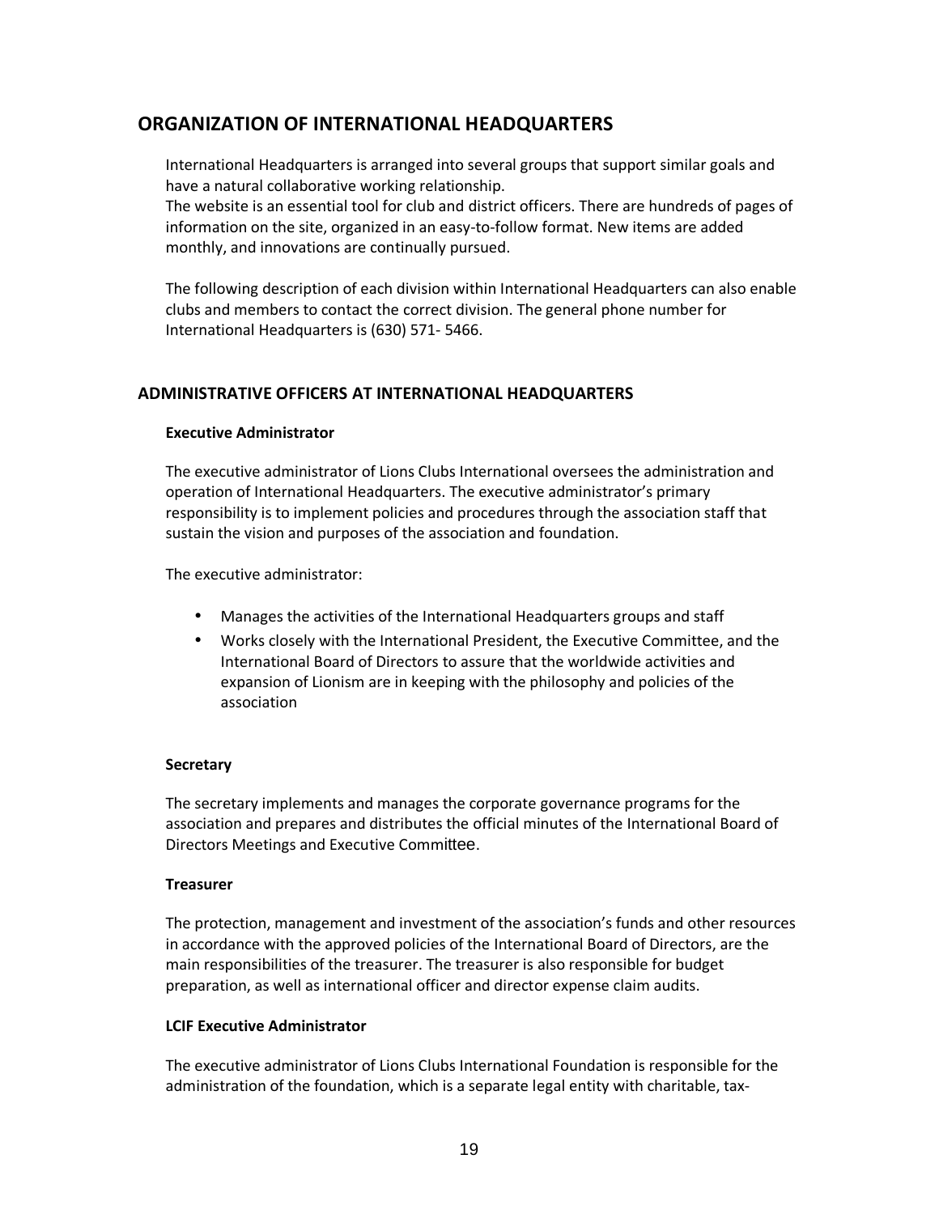## ORGANIZATION OF INTERNATIONAL HEADQUARTERS

International Headquarters is arranged into several groups that support similar goals and have a natural collaborative working relationship.
The website is an essential tool for club and district officers. There are hundreds of pages of information on the site, organized in an easy-to-follow format. New items are added monthly, and innovations are continually pursued.

The following description of each division within International Headquarters can also enable clubs and members to contact the correct division. The general phone number for International Headquarters is (630) 571- 5466.

### ADMINISTRATIVE OFFICERS AT INTERNATIONAL HEADQUARTERS

**Executive Administrator**

The executive administrator of Lions Clubs International oversees the administration and operation of International Headquarters. The executive administrator's primary responsibility is to implement policies and procedures through the association staff that sustain the vision and purposes of the association and foundation.

The executive administrator:

- Manages the activities of the International Headquarters groups and staff
- Works closely with the International President, the Executive Committee, and the International Board of Directors to assure that the worldwide activities and expansion of Lionism are in keeping with the philosophy and policies of the association

**Secretary**

The secretary implements and manages the corporate governance programs for the association and prepares and distributes the official minutes of the International Board of Directors Meetings and Executive Committee.

**Treasurer**

The protection, management and investment of the association's funds and other resources in accordance with the approved policies of the International Board of Directors, are the main responsibilities of the treasurer. The treasurer is also responsible for budget preparation, as well as international officer and director expense claim audits.

**LCIF Executive Administrator**

The executive administrator of Lions Clubs International Foundation is responsible for the administration of the foundation, which is a separate legal entity with charitable, tax-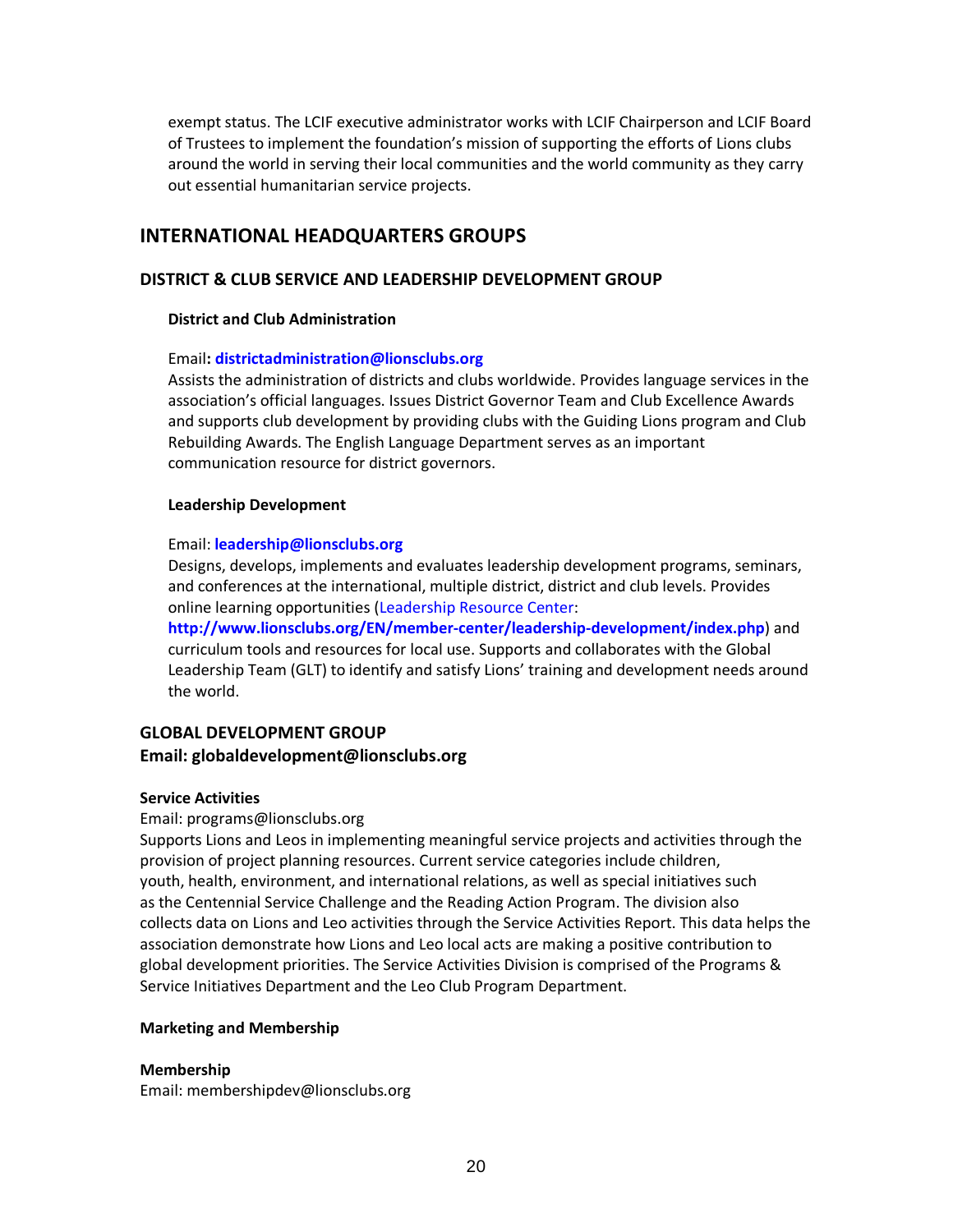exempt status. The LCIF executive administrator works with LCIF Chairperson and LCIF Board of Trustees to implement the foundation's mission of supporting the efforts of Lions clubs around the world in serving their local communities and the world community as they carry out essential humanitarian service projects.

## INTERNATIONAL HEADQUARTERS GROUPS

### DISTRICT & CLUB SERVICE AND LEADERSHIP DEVELOPMENT GROUP

#### District and Club Administration

Email**: districtadministration@lionsclubs.org**
Assists the administration of districts and clubs worldwide. Provides language services in the association's official languages. Issues District Governor Team and Club Excellence Awards and supports club development by providing clubs with the Guiding Lions program and Club Rebuilding Awards. The English Language Department serves as an important communication resource for district governors.

#### Leadership Development

Email: **leadership@lionsclubs.org**
Designs, develops, implements and evaluates leadership development programs, seminars, and conferences at the international, multiple district, district and club levels. Provides online learning opportunities (Leadership Resource Center: **http://www.lionsclubs.org/EN/member-center/leadership-development/index.php**) and curriculum tools and resources for local use. Supports and collaborates with the Global Leadership Team (GLT) to identify and satisfy Lions' training and development needs around the world.

### GLOBAL DEVELOPMENT GROUP
**Email: globaldevelopment@lionsclubs.org**

**Service Activities**
Email: programs@lionsclubs.org
Supports Lions and Leos in implementing meaningful service projects and activities through the provision of project planning resources. Current service categories include children, youth, health, environment, and international relations, as well as special initiatives such as the Centennial Service Challenge and the Reading Action Program. The division also collects data on Lions and Leo activities through the Service Activities Report. This data helps the association demonstrate how Lions and Leo local acts are making a positive contribution to global development priorities. The Service Activities Division is comprised of the Programs & Service Initiatives Department and the Leo Club Program Department.

**Marketing and Membership**

**Membership**
Email: membershipdev@lionsclubs.org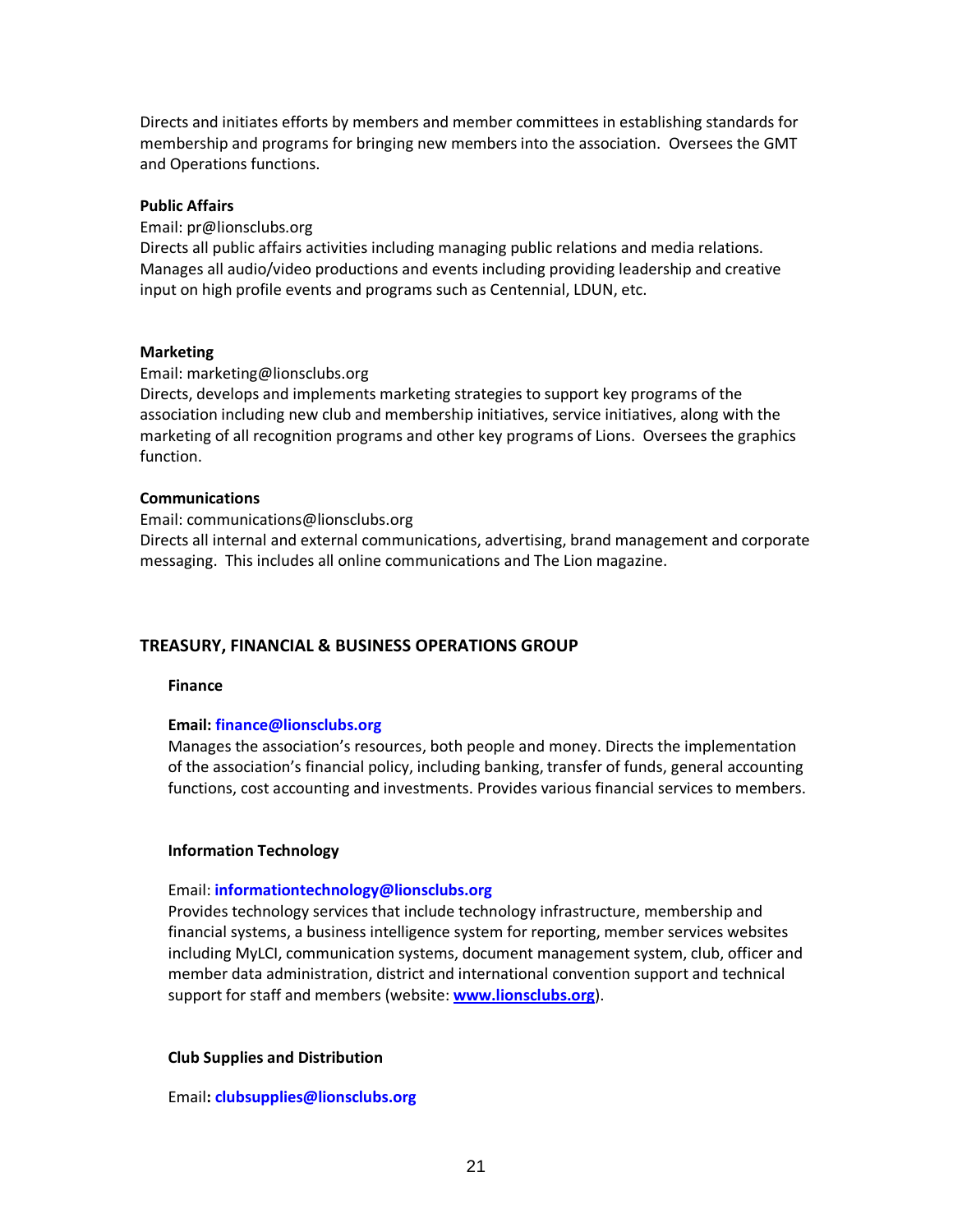Directs and initiates efforts by members and member committees in establishing standards for membership and programs for bringing new members into the association. Oversees the GMT and Operations functions.

**Public Affairs**

Email: pr@lionsclubs.org

Directs all public affairs activities including managing public relations and media relations. Manages all audio/video productions and events including providing leadership and creative input on high profile events and programs such as Centennial, LDUN, etc.

**Marketing**

Email: marketing@lionsclubs.org

Directs, develops and implements marketing strategies to support key programs of the association including new club and membership initiatives, service initiatives, along with the marketing of all recognition programs and other key programs of Lions. Oversees the graphics function.

**Communications**

Email: communications@lionsclubs.org

Directs all internal and external communications, advertising, brand management and corporate messaging. This includes all online communications and The Lion magazine.

## TREASURY, FINANCIAL & BUSINESS OPERATIONS GROUP

### Finance

**Email: finance@lionsclubs.org**

Manages the association's resources, both people and money. Directs the implementation of the association's financial policy, including banking, transfer of funds, general accounting functions, cost accounting and investments. Provides various financial services to members.

### Information Technology

Email: **informationtechnology@lionsclubs.org**

Provides technology services that include technology infrastructure, membership and financial systems, a business intelligence system for reporting, member services websites including MyLCI, communication systems, document management system, club, officer and member data administration, district and international convention support and technical support for staff and members (website: **www.lionsclubs.org**).

### Club Supplies and Distribution

Email**: clubsupplies@lionsclubs.org**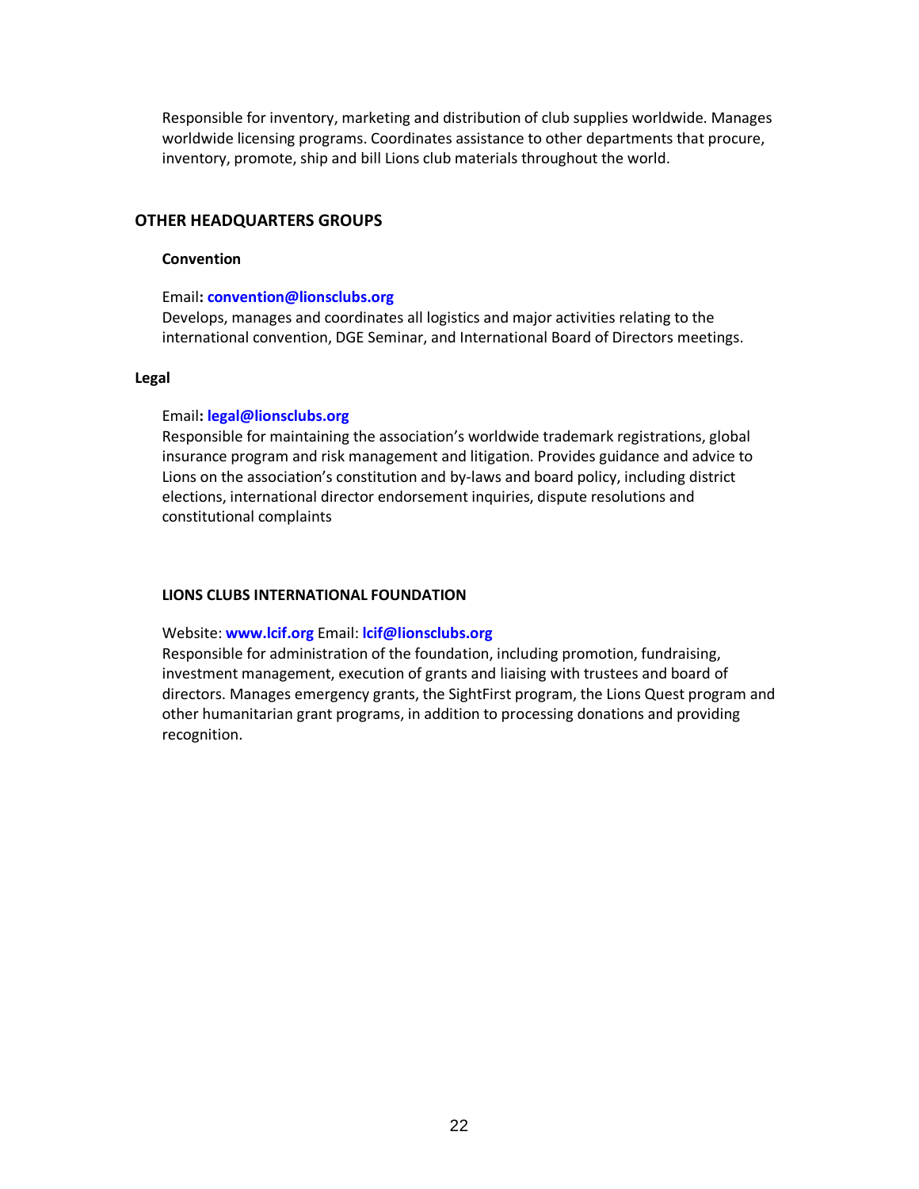Responsible for inventory, marketing and distribution of club supplies worldwide. Manages worldwide licensing programs. Coordinates assistance to other departments that procure, inventory, promote, ship and bill Lions club materials throughout the world.

## OTHER HEADQUARTERS GROUPS

### Convention

Email**: convention@lionsclubs.org**
Develops, manages and coordinates all logistics and major activities relating to the international convention, DGE Seminar, and International Board of Directors meetings.

### Legal

Email**: legal@lionsclubs.org**
Responsible for maintaining the association's worldwide trademark registrations, global insurance program and risk management and litigation. Provides guidance and advice to Lions on the association's constitution and by-laws and board policy, including district elections, international director endorsement inquiries, dispute resolutions and constitutional complaints

### LIONS CLUBS INTERNATIONAL FOUNDATION

Website: **www.lcif.org** Email: **lcif@lionsclubs.org**
Responsible for administration of the foundation, including promotion, fundraising, investment management, execution of grants and liaising with trustees and board of directors. Manages emergency grants, the SightFirst program, the Lions Quest program and other humanitarian grant programs, in addition to processing donations and providing recognition.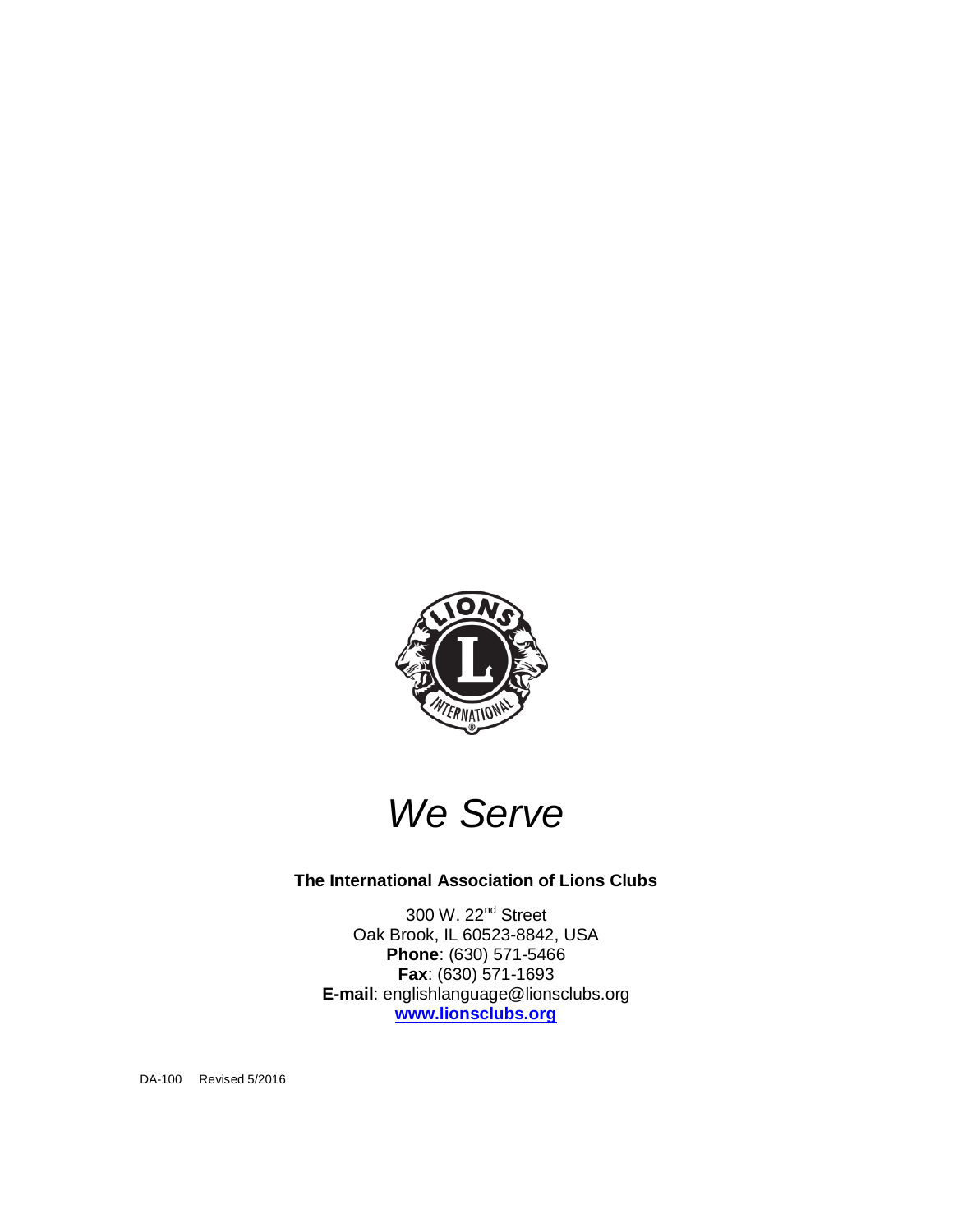*We Serve*

**The International Association of Lions Clubs**

300 W. 22nd Street
Oak Brook, IL 60523-8842, USA
**Phone**: (630) 571-5466
**Fax**: (630) 571-1693
**E-mail**: englishlanguage@lionsclubs.org
**www.lionsclubs.org**

DA-100 Revised 5/2016